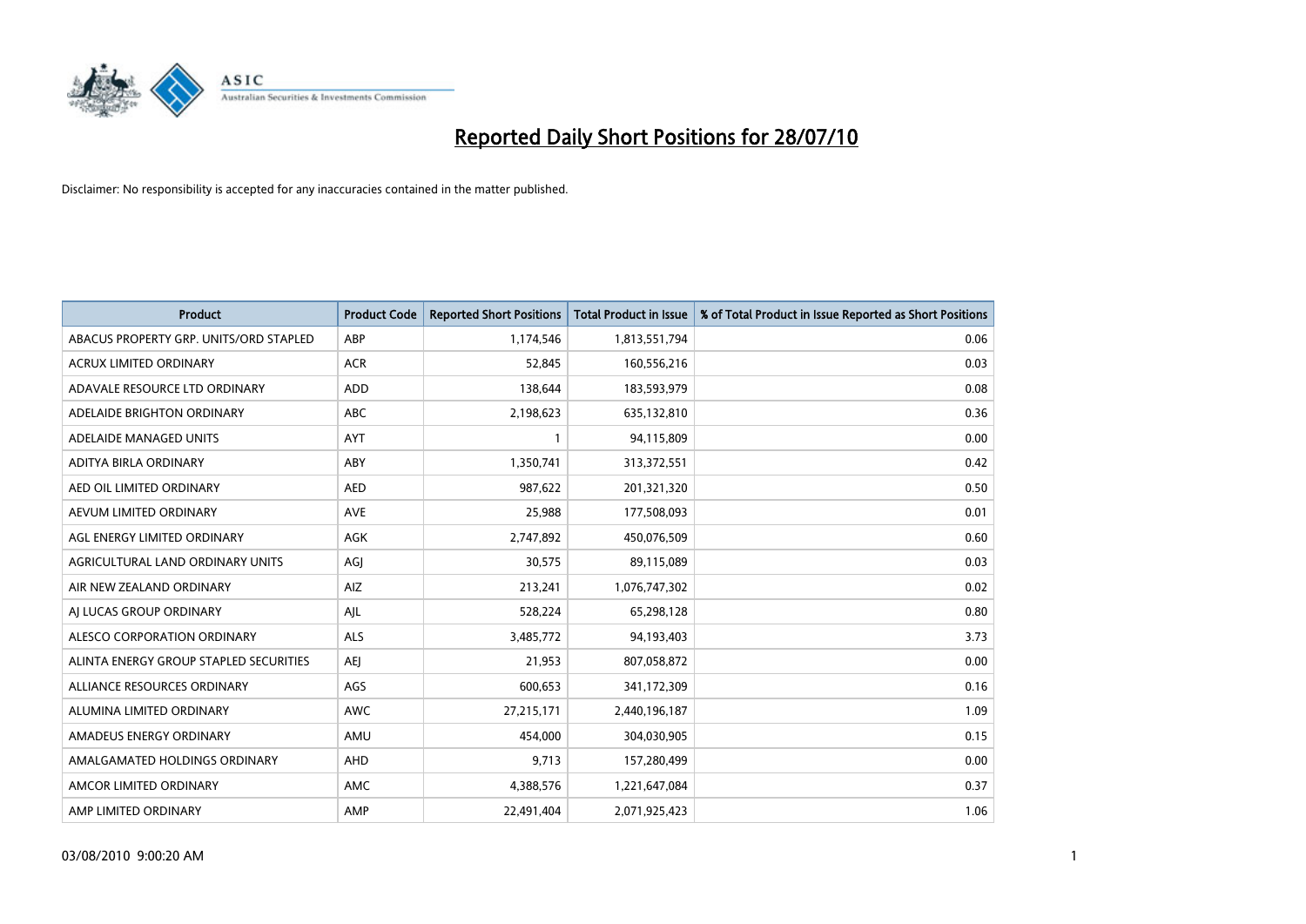# Reported Daily Short Positions for 28/07/10

Disclaimer: No responsibility is accepted for any inaccuracies contained in the matter published.

| Product | Product Code | Reported Short Positions | Total Product in Issue | % of Total Product in Issue Reported as Short Positions |
|---|---|---|---|---|
| ABACUS PROPERTY GRP. UNITS/ORD STAPLED | ABP | 1,174,546 | 1,813,551,794 | 0.06 |
| ACRUX LIMITED ORDINARY | ACR | 52,845 | 160,556,216 | 0.03 |
| ADAVALE RESOURCE LTD ORDINARY | ADD | 138,644 | 183,593,979 | 0.08 |
| ADELAIDE BRIGHTON ORDINARY | ABC | 2,198,623 | 635,132,810 | 0.36 |
| ADELAIDE MANAGED UNITS | AYT | 1 | 94,115,809 | 0.00 |
| ADITYA BIRLA ORDINARY | ABY | 1,350,741 | 313,372,551 | 0.42 |
| AED OIL LIMITED ORDINARY | AED | 987,622 | 201,321,320 | 0.50 |
| AEVUM LIMITED ORDINARY | AVE | 25,988 | 177,508,093 | 0.01 |
| AGL ENERGY LIMITED ORDINARY | AGK | 2,747,892 | 450,076,509 | 0.60 |
| AGRICULTURAL LAND ORDINARY UNITS | AGJ | 30,575 | 89,115,089 | 0.03 |
| AIR NEW ZEALAND ORDINARY | AIZ | 213,241 | 1,076,747,302 | 0.02 |
| AJ LUCAS GROUP ORDINARY | AJL | 528,224 | 65,298,128 | 0.80 |
| ALESCO CORPORATION ORDINARY | ALS | 3,485,772 | 94,193,403 | 3.73 |
| ALINTA ENERGY GROUP STAPLED SECURITIES | AEJ | 21,953 | 807,058,872 | 0.00 |
| ALLIANCE RESOURCES ORDINARY | AGS | 600,653 | 341,172,309 | 0.16 |
| ALUMINA LIMITED ORDINARY | AWC | 27,215,171 | 2,440,196,187 | 1.09 |
| AMADEUS ENERGY ORDINARY | AMU | 454,000 | 304,030,905 | 0.15 |
| AMALGAMATED HOLDINGS ORDINARY | AHD | 9,713 | 157,280,499 | 0.00 |
| AMCOR LIMITED ORDINARY | AMC | 4,388,576 | 1,221,647,084 | 0.37 |
| AMP LIMITED ORDINARY | AMP | 22,491,404 | 2,071,925,423 | 1.06 |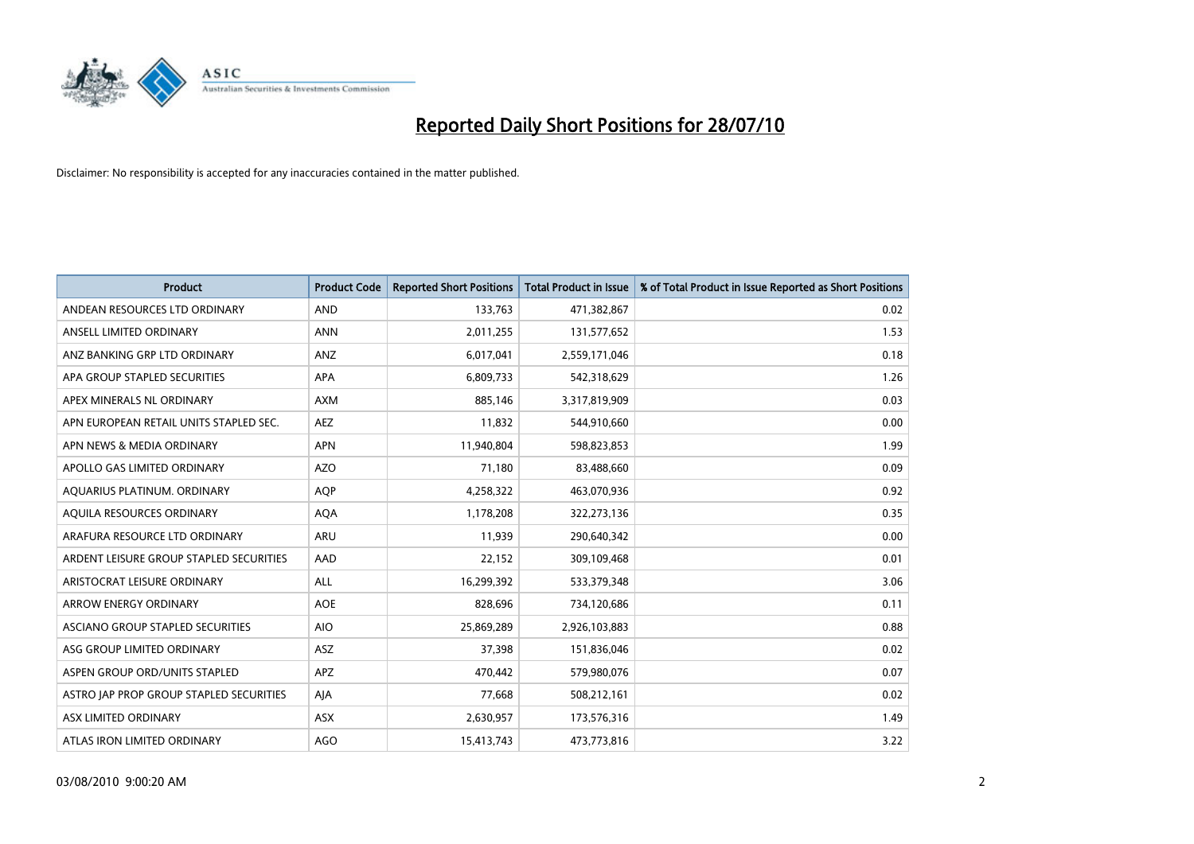# Reported Daily Short Positions for 28/07/10

Disclaimer: No responsibility is accepted for any inaccuracies contained in the matter published.

| Product | Product Code | Reported Short Positions | Total Product in Issue | % of Total Product in Issue Reported as Short Positions |
|---|---|---|---|---|
| ANDEAN RESOURCES LTD ORDINARY | AND | 133,763 | 471,382,867 | 0.02 |
| ANSELL LIMITED ORDINARY | ANN | 2,011,255 | 131,577,652 | 1.53 |
| ANZ BANKING GRP LTD ORDINARY | ANZ | 6,017,041 | 2,559,171,046 | 0.18 |
| APA GROUP STAPLED SECURITIES | APA | 6,809,733 | 542,318,629 | 1.26 |
| APEX MINERALS NL ORDINARY | AXM | 885,146 | 3,317,819,909 | 0.03 |
| APN EUROPEAN RETAIL UNITS STAPLED SEC. | AEZ | 11,832 | 544,910,660 | 0.00 |
| APN NEWS & MEDIA ORDINARY | APN | 11,940,804 | 598,823,853 | 1.99 |
| APOLLO GAS LIMITED ORDINARY | AZO | 71,180 | 83,488,660 | 0.09 |
| AQUARIUS PLATINUM. ORDINARY | AQP | 4,258,322 | 463,070,936 | 0.92 |
| AQUILA RESOURCES ORDINARY | AQA | 1,178,208 | 322,273,136 | 0.35 |
| ARAFURA RESOURCE LTD ORDINARY | ARU | 11,939 | 290,640,342 | 0.00 |
| ARDENT LEISURE GROUP STAPLED SECURITIES | AAD | 22,152 | 309,109,468 | 0.01 |
| ARISTOCRAT LEISURE ORDINARY | ALL | 16,299,392 | 533,379,348 | 3.06 |
| ARROW ENERGY ORDINARY | AOE | 828,696 | 734,120,686 | 0.11 |
| ASCIANO GROUP STAPLED SECURITIES | AIO | 25,869,289 | 2,926,103,883 | 0.88 |
| ASG GROUP LIMITED ORDINARY | ASZ | 37,398 | 151,836,046 | 0.02 |
| ASPEN GROUP ORD/UNITS STAPLED | APZ | 470,442 | 579,980,076 | 0.07 |
| ASTRO JAP PROP GROUP STAPLED SECURITIES | AJA | 77,668 | 508,212,161 | 0.02 |
| ASX LIMITED ORDINARY | ASX | 2,630,957 | 173,576,316 | 1.49 |
| ATLAS IRON LIMITED ORDINARY | AGO | 15,413,743 | 473,773,816 | 3.22 |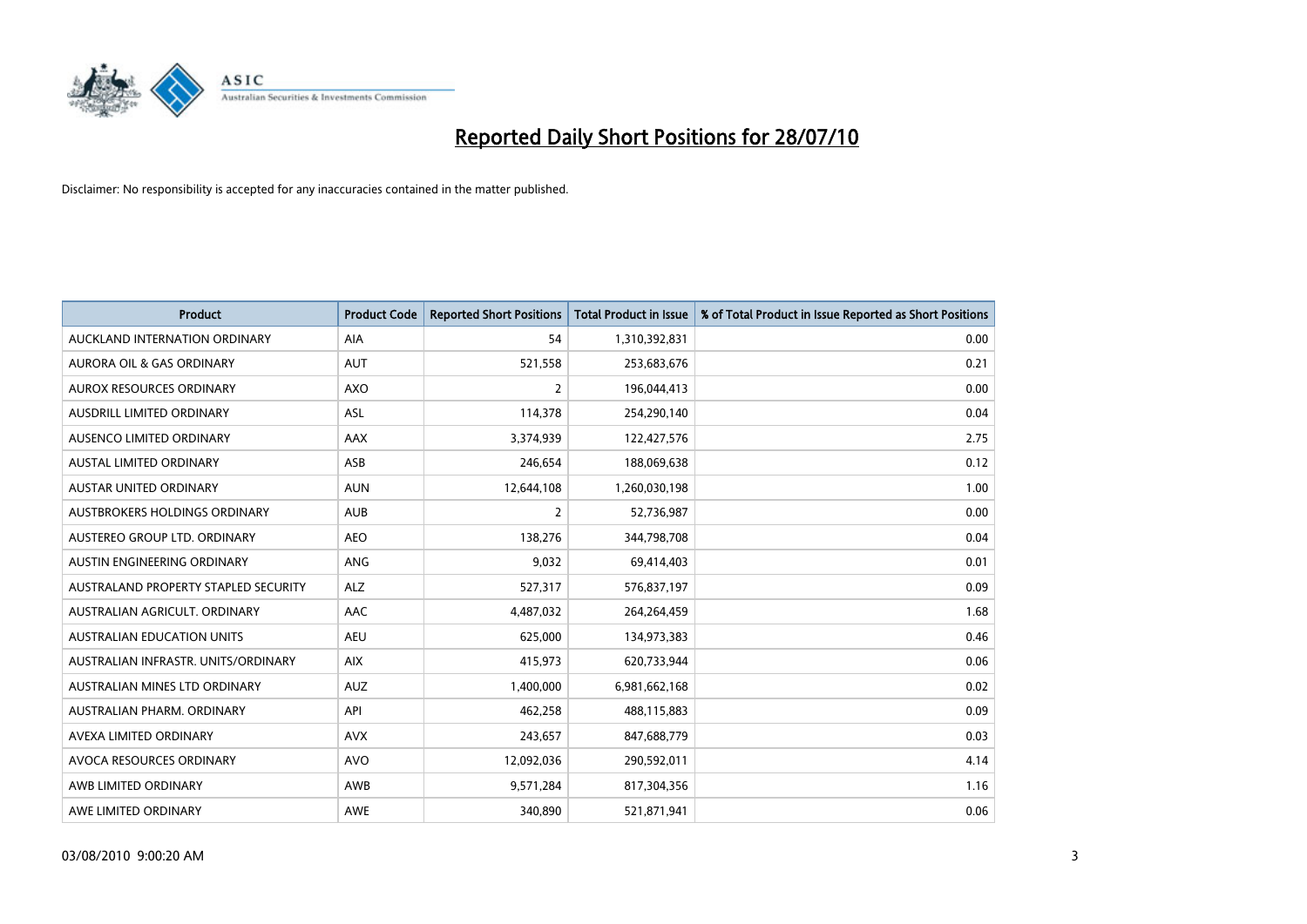# Reported Daily Short Positions for 28/07/10

Disclaimer: No responsibility is accepted for any inaccuracies contained in the matter published.

| Product | Product Code | Reported Short Positions | Total Product in Issue | % of Total Product in Issue Reported as Short Positions |
|---|---|---|---|---|
| AUCKLAND INTERNATION ORDINARY | AIA | 54 | 1,310,392,831 | 0.00 |
| AURORA OIL & GAS ORDINARY | AUT | 521,558 | 253,683,676 | 0.21 |
| AUROX RESOURCES ORDINARY | AXO | 2 | 196,044,413 | 0.00 |
| AUSDRILL LIMITED ORDINARY | ASL | 114,378 | 254,290,140 | 0.04 |
| AUSENCO LIMITED ORDINARY | AAX | 3,374,939 | 122,427,576 | 2.75 |
| AUSTAL LIMITED ORDINARY | ASB | 246,654 | 188,069,638 | 0.12 |
| AUSTAR UNITED ORDINARY | AUN | 12,644,108 | 1,260,030,198 | 1.00 |
| AUSTBROKERS HOLDINGS ORDINARY | AUB | 2 | 52,736,987 | 0.00 |
| AUSTEREO GROUP LTD. ORDINARY | AEO | 138,276 | 344,798,708 | 0.04 |
| AUSTIN ENGINEERING ORDINARY | ANG | 9,032 | 69,414,403 | 0.01 |
| AUSTRALAND PROPERTY STAPLED SECURITY | ALZ | 527,317 | 576,837,197 | 0.09 |
| AUSTRALIAN AGRICULT. ORDINARY | AAC | 4,487,032 | 264,264,459 | 1.68 |
| AUSTRALIAN EDUCATION UNITS | AEU | 625,000 | 134,973,383 | 0.46 |
| AUSTRALIAN INFRASTR. UNITS/ORDINARY | AIX | 415,973 | 620,733,944 | 0.06 |
| AUSTRALIAN MINES LTD ORDINARY | AUZ | 1,400,000 | 6,981,662,168 | 0.02 |
| AUSTRALIAN PHARM. ORDINARY | API | 462,258 | 488,115,883 | 0.09 |
| AVEXA LIMITED ORDINARY | AVX | 243,657 | 847,688,779 | 0.03 |
| AVOCA RESOURCES ORDINARY | AVO | 12,092,036 | 290,592,011 | 4.14 |
| AWB LIMITED ORDINARY | AWB | 9,571,284 | 817,304,356 | 1.16 |
| AWE LIMITED ORDINARY | AWE | 340,890 | 521,871,941 | 0.06 |

03/08/2010 9:00:20 AM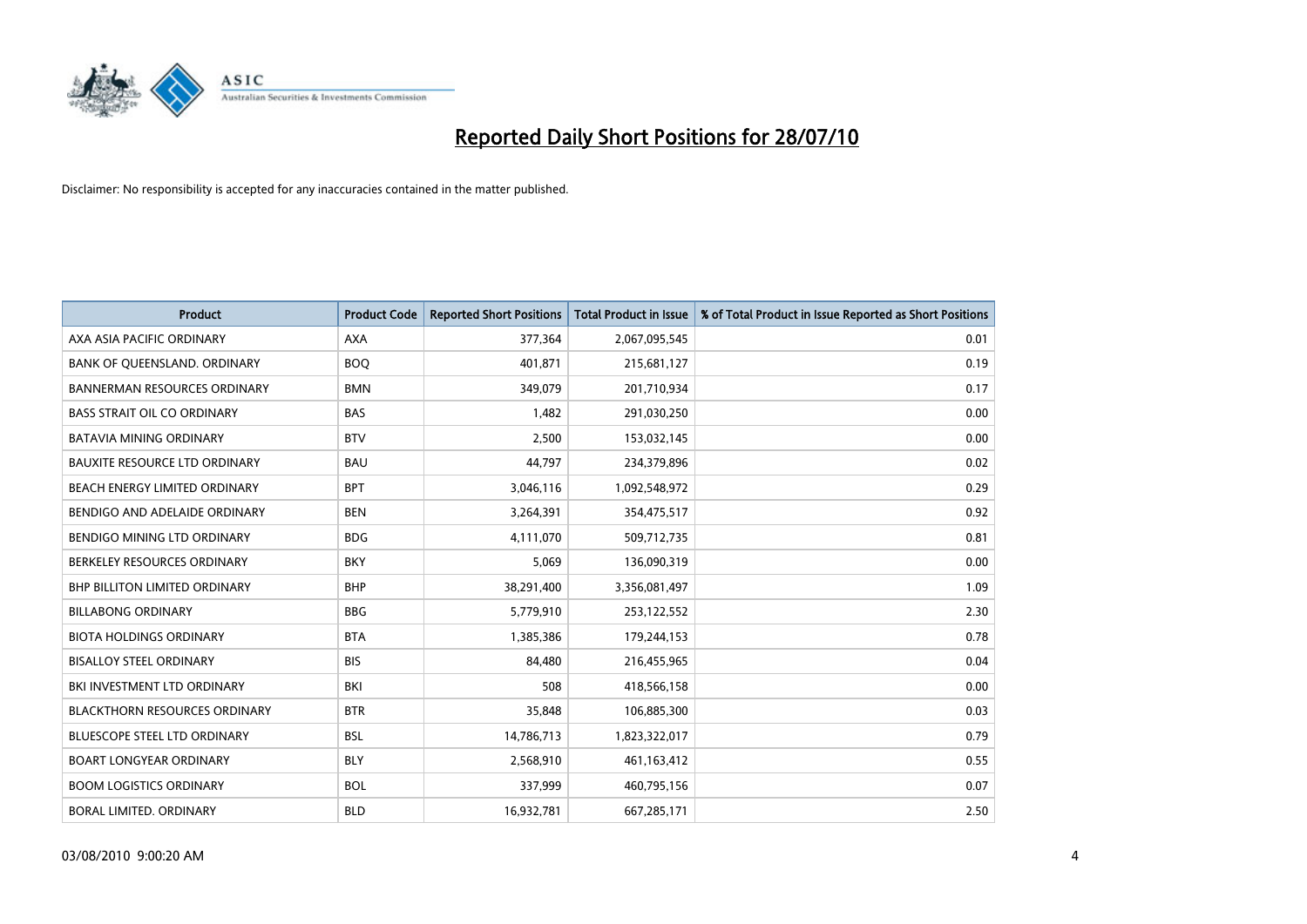# Reported Daily Short Positions for 28/07/10

Disclaimer: No responsibility is accepted for any inaccuracies contained in the matter published.

| Product | Product Code | Reported Short Positions | Total Product in Issue | % of Total Product in Issue Reported as Short Positions |
|---|---|---|---|---|
| AXA ASIA PACIFIC ORDINARY | AXA | 377,364 | 2,067,095,545 | 0.01 |
| BANK OF QUEENSLAND. ORDINARY | BOQ | 401,871 | 215,681,127 | 0.19 |
| BANNERMAN RESOURCES ORDINARY | BMN | 349,079 | 201,710,934 | 0.17 |
| BASS STRAIT OIL CO ORDINARY | BAS | 1,482 | 291,030,250 | 0.00 |
| BATAVIA MINING ORDINARY | BTV | 2,500 | 153,032,145 | 0.00 |
| BAUXITE RESOURCE LTD ORDINARY | BAU | 44,797 | 234,379,896 | 0.02 |
| BEACH ENERGY LIMITED ORDINARY | BPT | 3,046,116 | 1,092,548,972 | 0.29 |
| BENDIGO AND ADELAIDE ORDINARY | BEN | 3,264,391 | 354,475,517 | 0.92 |
| BENDIGO MINING LTD ORDINARY | BDG | 4,111,070 | 509,712,735 | 0.81 |
| BERKELEY RESOURCES ORDINARY | BKY | 5,069 | 136,090,319 | 0.00 |
| BHP BILLITON LIMITED ORDINARY | BHP | 38,291,400 | 3,356,081,497 | 1.09 |
| BILLABONG ORDINARY | BBG | 5,779,910 | 253,122,552 | 2.30 |
| BIOTA HOLDINGS ORDINARY | BTA | 1,385,386 | 179,244,153 | 0.78 |
| BISALLOY STEEL ORDINARY | BIS | 84,480 | 216,455,965 | 0.04 |
| BKI INVESTMENT LTD ORDINARY | BKI | 508 | 418,566,158 | 0.00 |
| BLACKTHORN RESOURCES ORDINARY | BTR | 35,848 | 106,885,300 | 0.03 |
| BLUESCOPE STEEL LTD ORDINARY | BSL | 14,786,713 | 1,823,322,017 | 0.79 |
| BOART LONGYEAR ORDINARY | BLY | 2,568,910 | 461,163,412 | 0.55 |
| BOOM LOGISTICS ORDINARY | BOL | 337,999 | 460,795,156 | 0.07 |
| BORAL LIMITED. ORDINARY | BLD | 16,932,781 | 667,285,171 | 2.50 |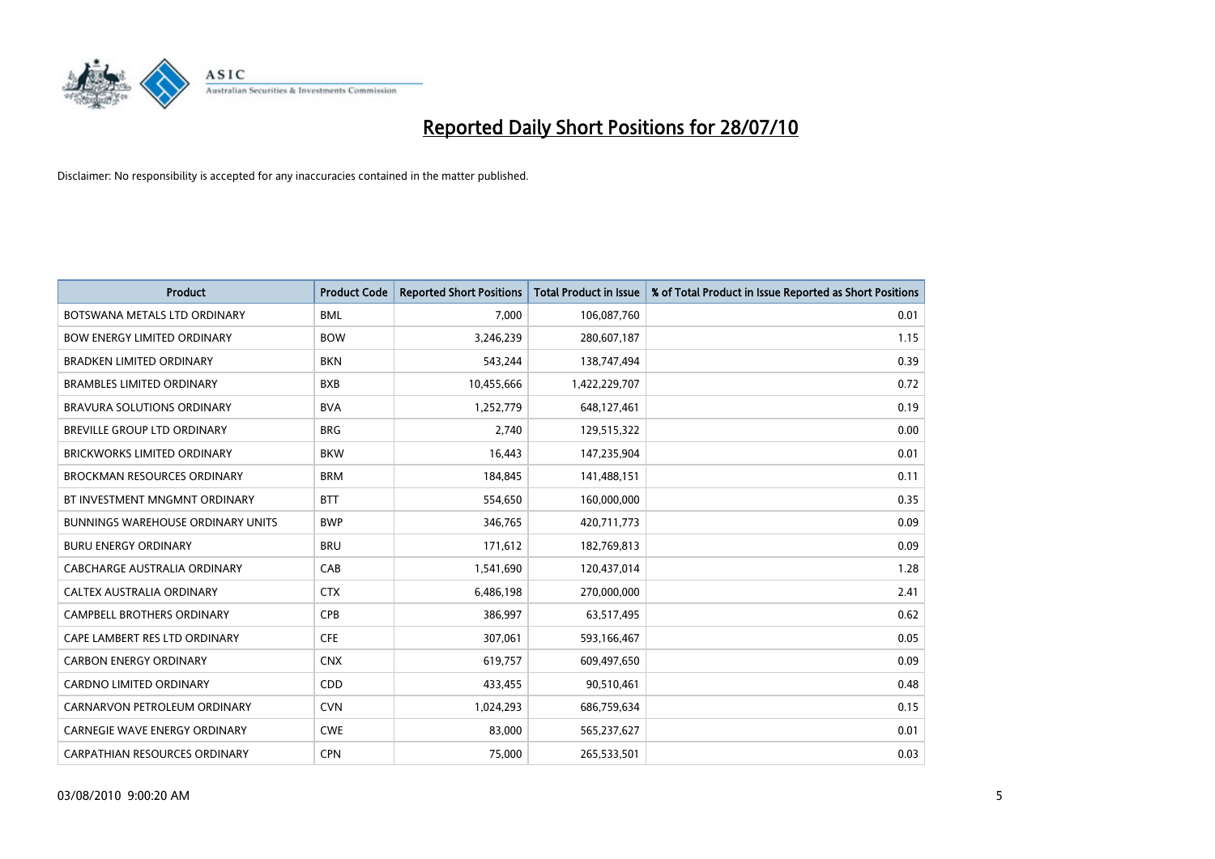# Reported Daily Short Positions for 28/07/10

Disclaimer: No responsibility is accepted for any inaccuracies contained in the matter published.

| Product | Product Code | Reported Short Positions | Total Product in Issue | % of Total Product in Issue Reported as Short Positions |
|---|---|---|---|---|
| BOTSWANA METALS LTD ORDINARY | BML | 7,000 | 106,087,760 | 0.01 |
| BOW ENERGY LIMITED ORDINARY | BOW | 3,246,239 | 280,607,187 | 1.15 |
| BRADKEN LIMITED ORDINARY | BKN | 543,244 | 138,747,494 | 0.39 |
| BRAMBLES LIMITED ORDINARY | BXB | 10,455,666 | 1,422,229,707 | 0.72 |
| BRAVURA SOLUTIONS ORDINARY | BVA | 1,252,779 | 648,127,461 | 0.19 |
| BREVILLE GROUP LTD ORDINARY | BRG | 2,740 | 129,515,322 | 0.00 |
| BRICKWORKS LIMITED ORDINARY | BKW | 16,443 | 147,235,904 | 0.01 |
| BROCKMAN RESOURCES ORDINARY | BRM | 184,845 | 141,488,151 | 0.11 |
| BT INVESTMENT MNGMNT ORDINARY | BTT | 554,650 | 160,000,000 | 0.35 |
| BUNNINGS WAREHOUSE ORDINARY UNITS | BWP | 346,765 | 420,711,773 | 0.09 |
| BURU ENERGY ORDINARY | BRU | 171,612 | 182,769,813 | 0.09 |
| CABCHARGE AUSTRALIA ORDINARY | CAB | 1,541,690 | 120,437,014 | 1.28 |
| CALTEX AUSTRALIA ORDINARY | CTX | 6,486,198 | 270,000,000 | 2.41 |
| CAMPBELL BROTHERS ORDINARY | CPB | 386,997 | 63,517,495 | 0.62 |
| CAPE LAMBERT RES LTD ORDINARY | CFE | 307,061 | 593,166,467 | 0.05 |
| CARBON ENERGY ORDINARY | CNX | 619,757 | 609,497,650 | 0.09 |
| CARDNO LIMITED ORDINARY | CDD | 433,455 | 90,510,461 | 0.48 |
| CARNARVON PETROLEUM ORDINARY | CVN | 1,024,293 | 686,759,634 | 0.15 |
| CARNEGIE WAVE ENERGY ORDINARY | CWE | 83,000 | 565,237,627 | 0.01 |
| CARPATHIAN RESOURCES ORDINARY | CPN | 75,000 | 265,533,501 | 0.03 |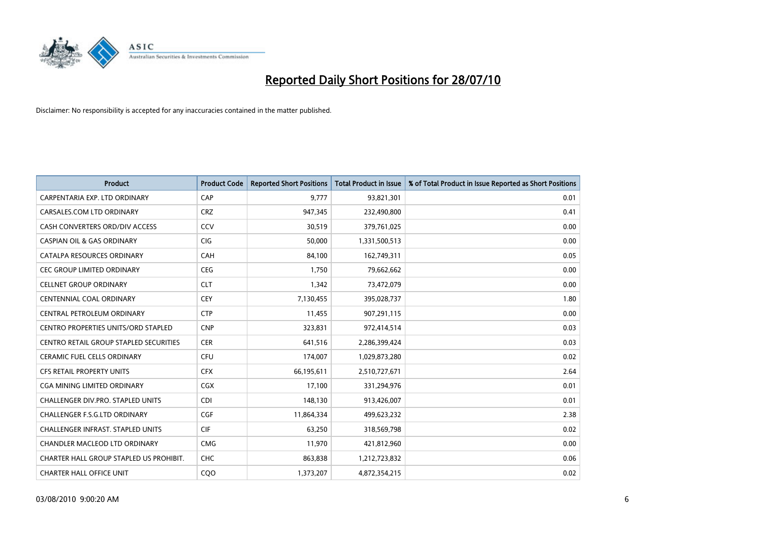# Reported Daily Short Positions for 28/07/10

Disclaimer: No responsibility is accepted for any inaccuracies contained in the matter published.

| Product | Product Code | Reported Short Positions | Total Product in Issue | % of Total Product in Issue Reported as Short Positions |
|---|---|---|---|---|
| CARPENTARIA EXP. LTD ORDINARY | CAP | 9,777 | 93,821,301 | 0.01 |
| CARSALES.COM LTD ORDINARY | CRZ | 947,345 | 232,490,800 | 0.41 |
| CASH CONVERTERS ORD/DIV ACCESS | CCV | 30,519 | 379,761,025 | 0.00 |
| CASPIAN OIL & GAS ORDINARY | CIG | 50,000 | 1,331,500,513 | 0.00 |
| CATALPA RESOURCES ORDINARY | CAH | 84,100 | 162,749,311 | 0.05 |
| CEC GROUP LIMITED ORDINARY | CEG | 1,750 | 79,662,662 | 0.00 |
| CELLNET GROUP ORDINARY | CLT | 1,342 | 73,472,079 | 0.00 |
| CENTENNIAL COAL ORDINARY | CEY | 7,130,455 | 395,028,737 | 1.80 |
| CENTRAL PETROLEUM ORDINARY | CTP | 11,455 | 907,291,115 | 0.00 |
| CENTRO PROPERTIES UNITS/ORD STAPLED | CNP | 323,831 | 972,414,514 | 0.03 |
| CENTRO RETAIL GROUP STAPLED SECURITIES | CER | 641,516 | 2,286,399,424 | 0.03 |
| CERAMIC FUEL CELLS ORDINARY | CFU | 174,007 | 1,029,873,280 | 0.02 |
| CFS RETAIL PROPERTY UNITS | CFX | 66,195,611 | 2,510,727,671 | 2.64 |
| CGA MINING LIMITED ORDINARY | CGX | 17,100 | 331,294,976 | 0.01 |
| CHALLENGER DIV.PRO. STAPLED UNITS | CDI | 148,130 | 913,426,007 | 0.01 |
| CHALLENGER F.S.G.LTD ORDINARY | CGF | 11,864,334 | 499,623,232 | 2.38 |
| CHALLENGER INFRAST. STAPLED UNITS | CIF | 63,250 | 318,569,798 | 0.02 |
| CHANDLER MACLEOD LTD ORDINARY | CMG | 11,970 | 421,812,960 | 0.00 |
| CHARTER HALL GROUP STAPLED US PROHIBIT. | CHC | 863,838 | 1,212,723,832 | 0.06 |
| CHARTER HALL OFFICE UNIT | CQO | 1,373,207 | 4,872,354,215 | 0.02 |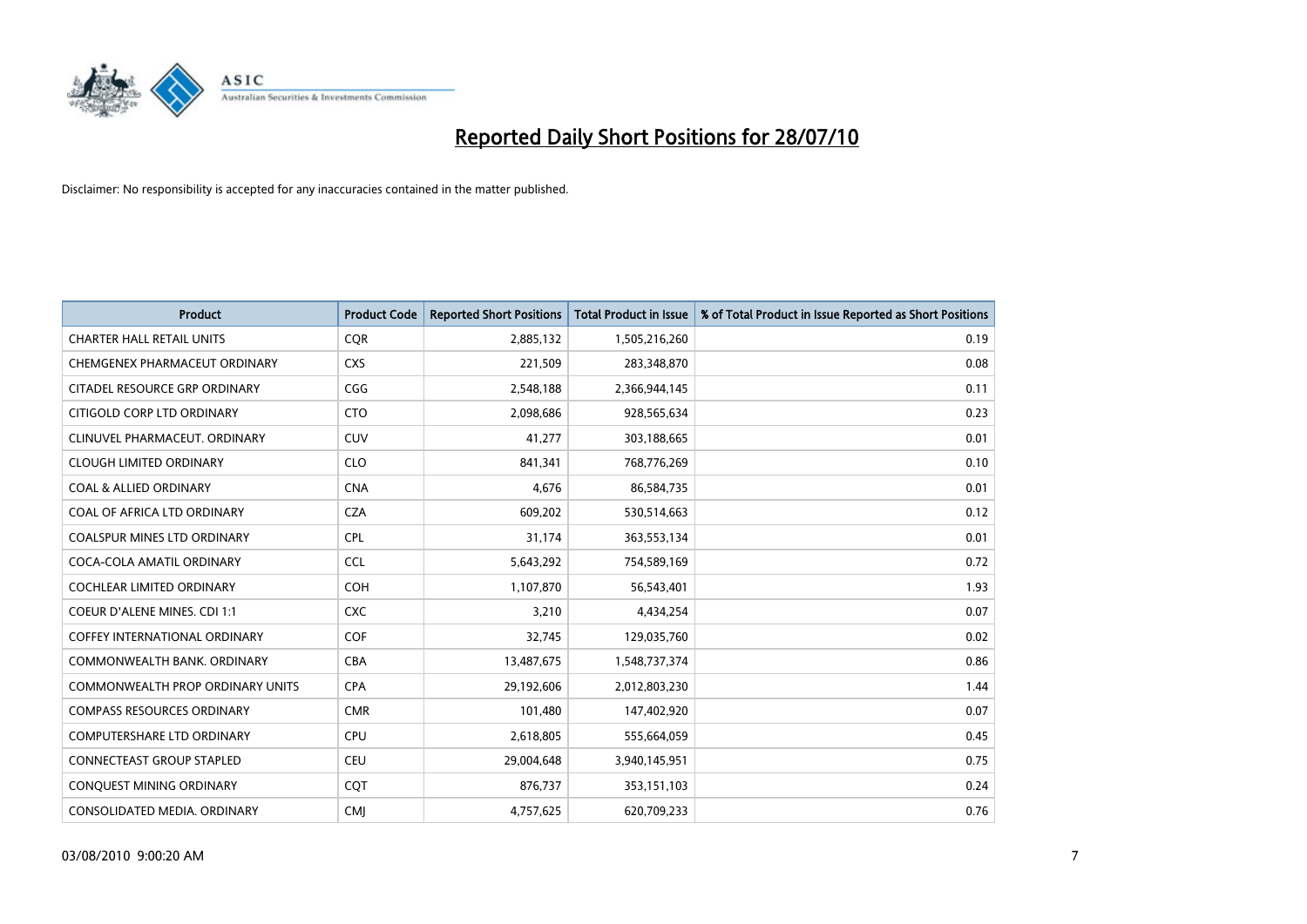# Reported Daily Short Positions for 28/07/10

Disclaimer: No responsibility is accepted for any inaccuracies contained in the matter published.

| Product | Product Code | Reported Short Positions | Total Product in Issue | % of Total Product in Issue Reported as Short Positions |
|---|---|---|---|---|
| CHARTER HALL RETAIL UNITS | CQR | 2,885,132 | 1,505,216,260 | 0.19 |
| CHEMGENEX PHARMACEUT ORDINARY | CXS | 221,509 | 283,348,870 | 0.08 |
| CITADEL RESOURCE GRP ORDINARY | CGG | 2,548,188 | 2,366,944,145 | 0.11 |
| CITIGOLD CORP LTD ORDINARY | CTO | 2,098,686 | 928,565,634 | 0.23 |
| CLINUVEL PHARMACEUT. ORDINARY | CUV | 41,277 | 303,188,665 | 0.01 |
| CLOUGH LIMITED ORDINARY | CLO | 841,341 | 768,776,269 | 0.10 |
| COAL & ALLIED ORDINARY | CNA | 4,676 | 86,584,735 | 0.01 |
| COAL OF AFRICA LTD ORDINARY | CZA | 609,202 | 530,514,663 | 0.12 |
| COALSPUR MINES LTD ORDINARY | CPL | 31,174 | 363,553,134 | 0.01 |
| COCA-COLA AMATIL ORDINARY | CCL | 5,643,292 | 754,589,169 | 0.72 |
| COCHLEAR LIMITED ORDINARY | COH | 1,107,870 | 56,543,401 | 1.93 |
| COEUR D'ALENE MINES. CDI 1:1 | CXC | 3,210 | 4,434,254 | 0.07 |
| COFFEY INTERNATIONAL ORDINARY | COF | 32,745 | 129,035,760 | 0.02 |
| COMMONWEALTH BANK. ORDINARY | CBA | 13,487,675 | 1,548,737,374 | 0.86 |
| COMMONWEALTH PROP ORDINARY UNITS | CPA | 29,192,606 | 2,012,803,230 | 1.44 |
| COMPASS RESOURCES ORDINARY | CMR | 101,480 | 147,402,920 | 0.07 |
| COMPUTERSHARE LTD ORDINARY | CPU | 2,618,805 | 555,664,059 | 0.45 |
| CONNECTEAST GROUP STAPLED | CEU | 29,004,648 | 3,940,145,951 | 0.75 |
| CONQUEST MINING ORDINARY | CQT | 876,737 | 353,151,103 | 0.24 |
| CONSOLIDATED MEDIA. ORDINARY | CMJ | 4,757,625 | 620,709,233 | 0.76 |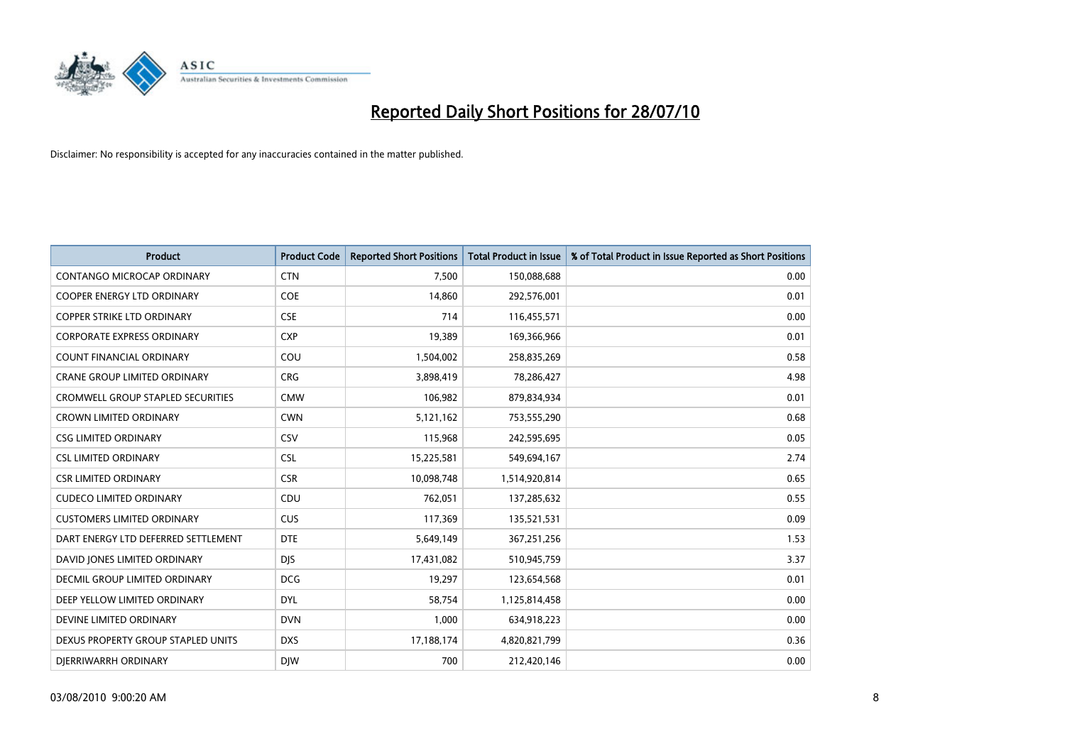# Reported Daily Short Positions for 28/07/10

Disclaimer: No responsibility is accepted for any inaccuracies contained in the matter published.

| Product | Product Code | Reported Short Positions | Total Product in Issue | % of Total Product in Issue Reported as Short Positions |
|---|---|---|---|---|
| CONTANGO MICROCAP ORDINARY | CTN | 7,500 | 150,088,688 | 0.00 |
| COOPER ENERGY LTD ORDINARY | COE | 14,860 | 292,576,001 | 0.01 |
| COPPER STRIKE LTD ORDINARY | CSE | 714 | 116,455,571 | 0.00 |
| CORPORATE EXPRESS ORDINARY | CXP | 19,389 | 169,366,966 | 0.01 |
| COUNT FINANCIAL ORDINARY | COU | 1,504,002 | 258,835,269 | 0.58 |
| CRANE GROUP LIMITED ORDINARY | CRG | 3,898,419 | 78,286,427 | 4.98 |
| CROMWELL GROUP STAPLED SECURITIES | CMW | 106,982 | 879,834,934 | 0.01 |
| CROWN LIMITED ORDINARY | CWN | 5,121,162 | 753,555,290 | 0.68 |
| CSG LIMITED ORDINARY | CSV | 115,968 | 242,595,695 | 0.05 |
| CSL LIMITED ORDINARY | CSL | 15,225,581 | 549,694,167 | 2.74 |
| CSR LIMITED ORDINARY | CSR | 10,098,748 | 1,514,920,814 | 0.65 |
| CUDECO LIMITED ORDINARY | CDU | 762,051 | 137,285,632 | 0.55 |
| CUSTOMERS LIMITED ORDINARY | CUS | 117,369 | 135,521,531 | 0.09 |
| DART ENERGY LTD DEFERRED SETTLEMENT | DTE | 5,649,149 | 367,251,256 | 1.53 |
| DAVID JONES LIMITED ORDINARY | DJS | 17,431,082 | 510,945,759 | 3.37 |
| DECMIL GROUP LIMITED ORDINARY | DCG | 19,297 | 123,654,568 | 0.01 |
| DEEP YELLOW LIMITED ORDINARY | DYL | 58,754 | 1,125,814,458 | 0.00 |
| DEVINE LIMITED ORDINARY | DVN | 1,000 | 634,918,223 | 0.00 |
| DEXUS PROPERTY GROUP STAPLED UNITS | DXS | 17,188,174 | 4,820,821,799 | 0.36 |
| DJERRIWARRH ORDINARY | DJW | 700 | 212,420,146 | 0.00 |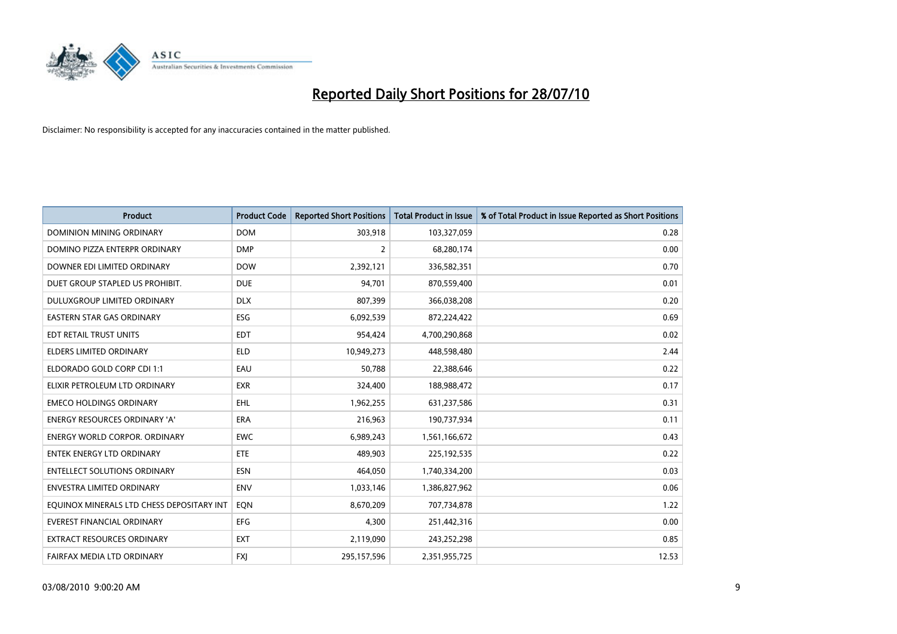# Reported Daily Short Positions for 28/07/10

Disclaimer: No responsibility is accepted for any inaccuracies contained in the matter published.

| Product | Product Code | Reported Short Positions | Total Product in Issue | % of Total Product in Issue Reported as Short Positions |
|---|---|---|---|---|
| DOMINION MINING ORDINARY | DOM | 303,918 | 103,327,059 | 0.28 |
| DOMINO PIZZA ENTERPR ORDINARY | DMP | 2 | 68,280,174 | 0.00 |
| DOWNER EDI LIMITED ORDINARY | DOW | 2,392,121 | 336,582,351 | 0.70 |
| DUET GROUP STAPLED US PROHIBIT. | DUE | 94,701 | 870,559,400 | 0.01 |
| DULUXGROUP LIMITED ORDINARY | DLX | 807,399 | 366,038,208 | 0.20 |
| EASTERN STAR GAS ORDINARY | ESG | 6,092,539 | 872,224,422 | 0.69 |
| EDT RETAIL TRUST UNITS | EDT | 954,424 | 4,700,290,868 | 0.02 |
| ELDERS LIMITED ORDINARY | ELD | 10,949,273 | 448,598,480 | 2.44 |
| ELDORADO GOLD CORP CDI 1:1 | EAU | 50,788 | 22,388,646 | 0.22 |
| ELIXIR PETROLEUM LTD ORDINARY | EXR | 324,400 | 188,988,472 | 0.17 |
| EMECO HOLDINGS ORDINARY | EHL | 1,962,255 | 631,237,586 | 0.31 |
| ENERGY RESOURCES ORDINARY 'A' | ERA | 216,963 | 190,737,934 | 0.11 |
| ENERGY WORLD CORPOR. ORDINARY | EWC | 6,989,243 | 1,561,166,672 | 0.43 |
| ENTEK ENERGY LTD ORDINARY | ETE | 489,903 | 225,192,535 | 0.22 |
| ENTELLECT SOLUTIONS ORDINARY | ESN | 464,050 | 1,740,334,200 | 0.03 |
| ENVESTRA LIMITED ORDINARY | ENV | 1,033,146 | 1,386,827,962 | 0.06 |
| EQUINOX MINERALS LTD CHESS DEPOSITARY INT | EQN | 8,670,209 | 707,734,878 | 1.22 |
| EVEREST FINANCIAL ORDINARY | EFG | 4,300 | 251,442,316 | 0.00 |
| EXTRACT RESOURCES ORDINARY | EXT | 2,119,090 | 243,252,298 | 0.85 |
| FAIRFAX MEDIA LTD ORDINARY | FXJ | 295,157,596 | 2,351,955,725 | 12.53 |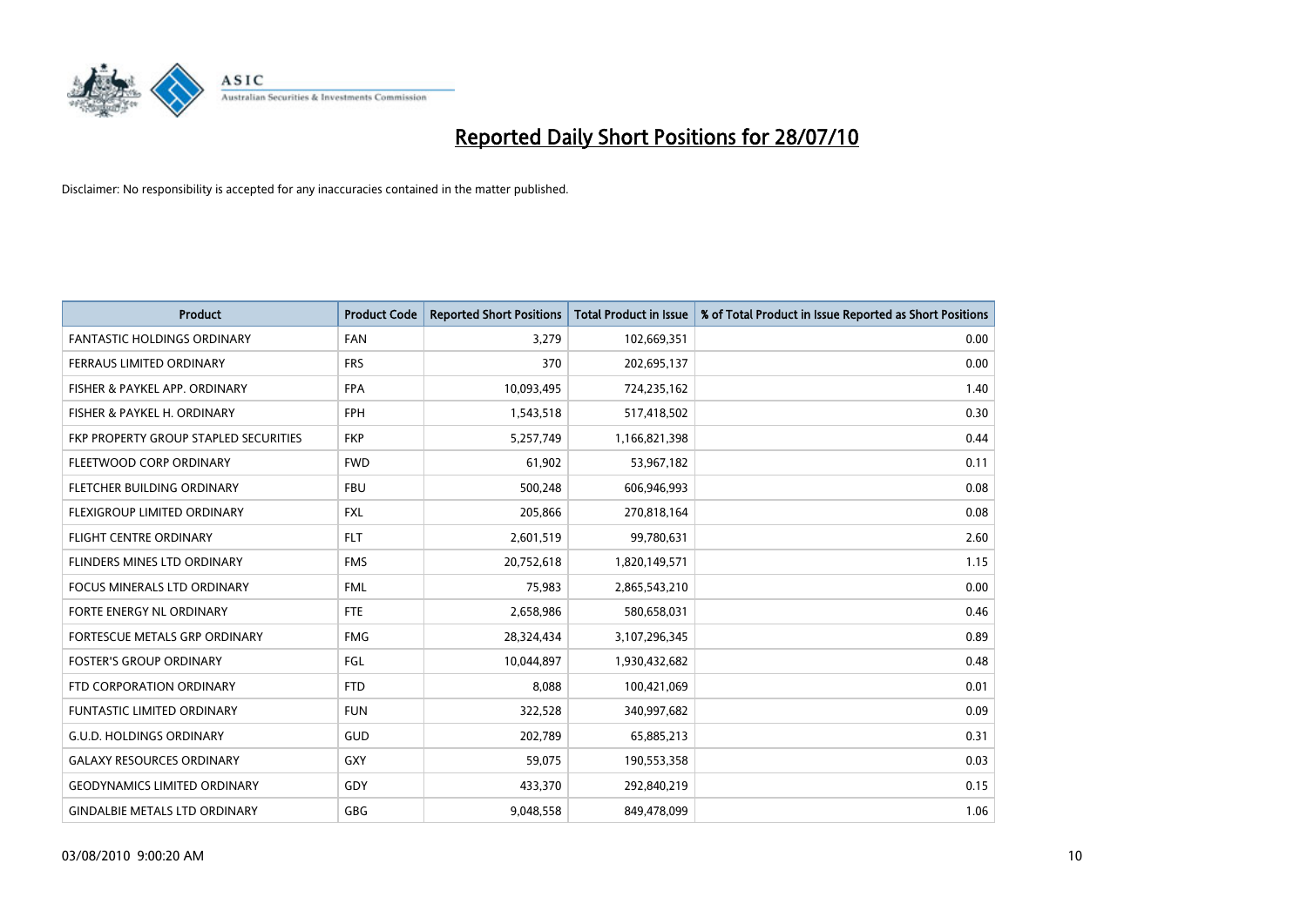# Reported Daily Short Positions for 28/07/10

Disclaimer: No responsibility is accepted for any inaccuracies contained in the matter published.

| Product | Product Code | Reported Short Positions | Total Product in Issue | % of Total Product in Issue Reported as Short Positions |
|---|---|---|---|---|
| FANTASTIC HOLDINGS ORDINARY | FAN | 3,279 | 102,669,351 | 0.00 |
| FERRAUS LIMITED ORDINARY | FRS | 370 | 202,695,137 | 0.00 |
| FISHER & PAYKEL APP. ORDINARY | FPA | 10,093,495 | 724,235,162 | 1.40 |
| FISHER & PAYKEL H. ORDINARY | FPH | 1,543,518 | 517,418,502 | 0.30 |
| FKP PROPERTY GROUP STAPLED SECURITIES | FKP | 5,257,749 | 1,166,821,398 | 0.44 |
| FLEETWOOD CORP ORDINARY | FWD | 61,902 | 53,967,182 | 0.11 |
| FLETCHER BUILDING ORDINARY | FBU | 500,248 | 606,946,993 | 0.08 |
| FLEXIGROUP LIMITED ORDINARY | FXL | 205,866 | 270,818,164 | 0.08 |
| FLIGHT CENTRE ORDINARY | FLT | 2,601,519 | 99,780,631 | 2.60 |
| FLINDERS MINES LTD ORDINARY | FMS | 20,752,618 | 1,820,149,571 | 1.15 |
| FOCUS MINERALS LTD ORDINARY | FML | 75,983 | 2,865,543,210 | 0.00 |
| FORTE ENERGY NL ORDINARY | FTE | 2,658,986 | 580,658,031 | 0.46 |
| FORTESCUE METALS GRP ORDINARY | FMG | 28,324,434 | 3,107,296,345 | 0.89 |
| FOSTER'S GROUP ORDINARY | FGL | 10,044,897 | 1,930,432,682 | 0.48 |
| FTD CORPORATION ORDINARY | FTD | 8,088 | 100,421,069 | 0.01 |
| FUNTASTIC LIMITED ORDINARY | FUN | 322,528 | 340,997,682 | 0.09 |
| G.U.D. HOLDINGS ORDINARY | GUD | 202,789 | 65,885,213 | 0.31 |
| GALAXY RESOURCES ORDINARY | GXY | 59,075 | 190,553,358 | 0.03 |
| GEODYNAMICS LIMITED ORDINARY | GDY | 433,370 | 292,840,219 | 0.15 |
| GINDALBIE METALS LTD ORDINARY | GBG | 9,048,558 | 849,478,099 | 1.06 |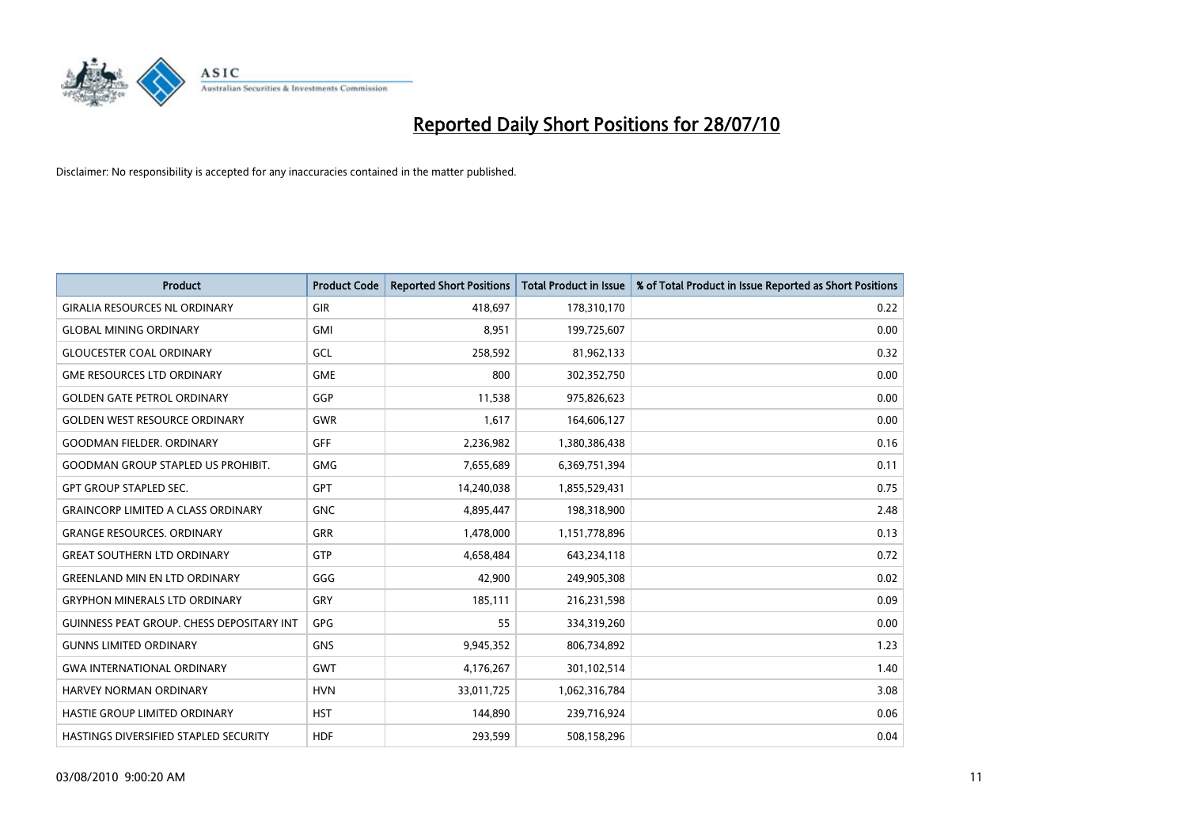# Reported Daily Short Positions for 28/07/10

Disclaimer: No responsibility is accepted for any inaccuracies contained in the matter published.

| Product | Product Code | Reported Short Positions | Total Product in Issue | % of Total Product in Issue Reported as Short Positions |
|---|---|---|---|---|
| GIRALIA RESOURCES NL ORDINARY | GIR | 418,697 | 178,310,170 | 0.22 |
| GLOBAL MINING ORDINARY | GMI | 8,951 | 199,725,607 | 0.00 |
| GLOUCESTER COAL ORDINARY | GCL | 258,592 | 81,962,133 | 0.32 |
| GME RESOURCES LTD ORDINARY | GME | 800 | 302,352,750 | 0.00 |
| GOLDEN GATE PETROL ORDINARY | GGP | 11,538 | 975,826,623 | 0.00 |
| GOLDEN WEST RESOURCE ORDINARY | GWR | 1,617 | 164,606,127 | 0.00 |
| GOODMAN FIELDER. ORDINARY | GFF | 2,236,982 | 1,380,386,438 | 0.16 |
| GOODMAN GROUP STAPLED US PROHIBIT. | GMG | 7,655,689 | 6,369,751,394 | 0.11 |
| GPT GROUP STAPLED SEC. | GPT | 14,240,038 | 1,855,529,431 | 0.75 |
| GRAINCORP LIMITED A CLASS ORDINARY | GNC | 4,895,447 | 198,318,900 | 2.48 |
| GRANGE RESOURCES. ORDINARY | GRR | 1,478,000 | 1,151,778,896 | 0.13 |
| GREAT SOUTHERN LTD ORDINARY | GTP | 4,658,484 | 643,234,118 | 0.72 |
| GREENLAND MIN EN LTD ORDINARY | GGG | 42,900 | 249,905,308 | 0.02 |
| GRYPHON MINERALS LTD ORDINARY | GRY | 185,111 | 216,231,598 | 0.09 |
| GUINNESS PEAT GROUP. CHESS DEPOSITARY INT | GPG | 55 | 334,319,260 | 0.00 |
| GUNNS LIMITED ORDINARY | GNS | 9,945,352 | 806,734,892 | 1.23 |
| GWA INTERNATIONAL ORDINARY | GWT | 4,176,267 | 301,102,514 | 1.40 |
| HARVEY NORMAN ORDINARY | HVN | 33,011,725 | 1,062,316,784 | 3.08 |
| HASTIE GROUP LIMITED ORDINARY | HST | 144,890 | 239,716,924 | 0.06 |
| HASTINGS DIVERSIFIED STAPLED SECURITY | HDF | 293,599 | 508,158,296 | 0.04 |

03/08/2010 9:00:20 AM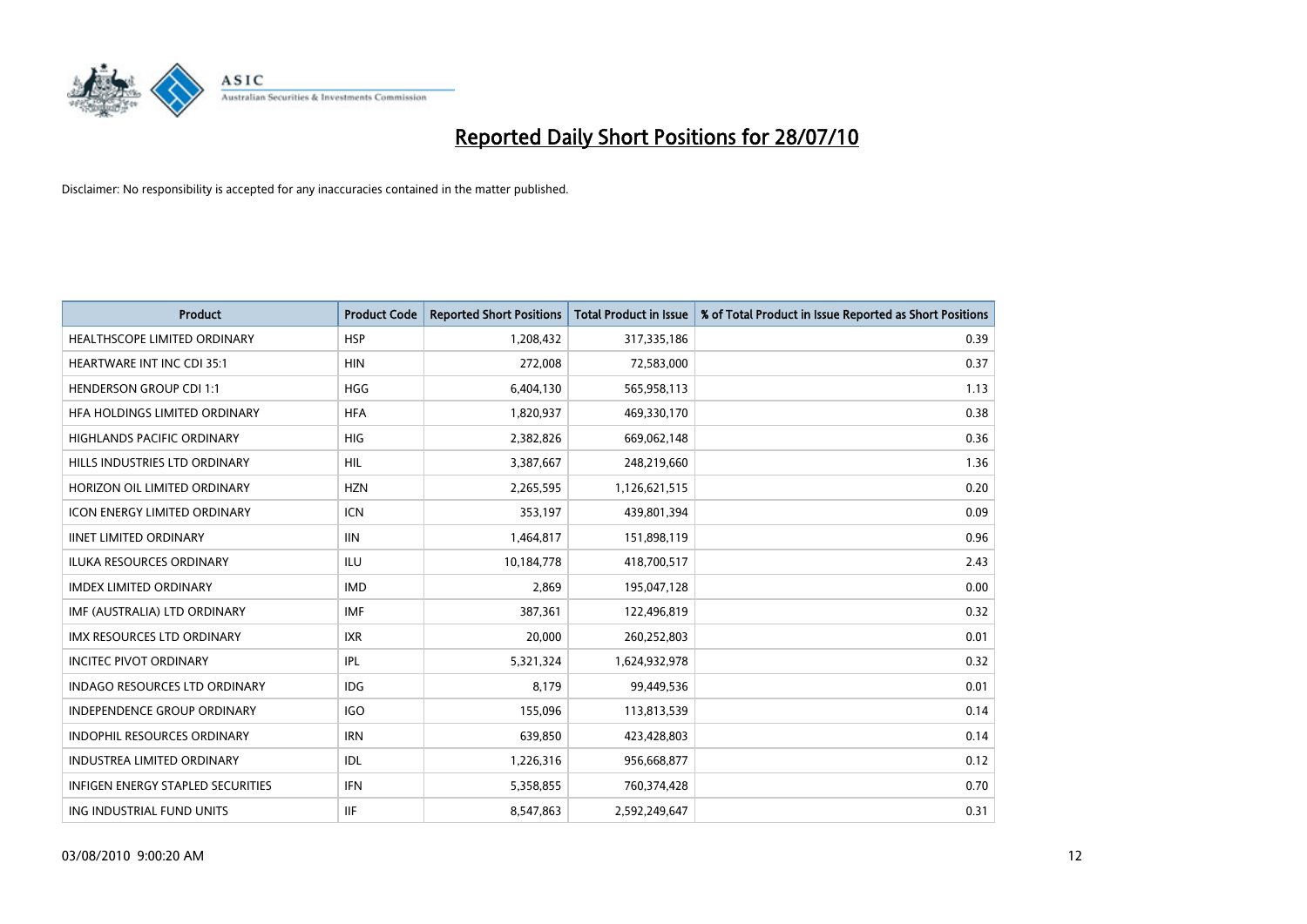# Reported Daily Short Positions for 28/07/10

Disclaimer: No responsibility is accepted for any inaccuracies contained in the matter published.

| Product | Product Code | Reported Short Positions | Total Product in Issue | % of Total Product in Issue Reported as Short Positions |
|---|---|---|---|---|
| HEALTHSCOPE LIMITED ORDINARY | HSP | 1,208,432 | 317,335,186 | 0.39 |
| HEARTWARE INT INC CDI 35:1 | HIN | 272,008 | 72,583,000 | 0.37 |
| HENDERSON GROUP CDI 1:1 | HGG | 6,404,130 | 565,958,113 | 1.13 |
| HFA HOLDINGS LIMITED ORDINARY | HFA | 1,820,937 | 469,330,170 | 0.38 |
| HIGHLANDS PACIFIC ORDINARY | HIG | 2,382,826 | 669,062,148 | 0.36 |
| HILLS INDUSTRIES LTD ORDINARY | HIL | 3,387,667 | 248,219,660 | 1.36 |
| HORIZON OIL LIMITED ORDINARY | HZN | 2,265,595 | 1,126,621,515 | 0.20 |
| ICON ENERGY LIMITED ORDINARY | ICN | 353,197 | 439,801,394 | 0.09 |
| IINET LIMITED ORDINARY | IIN | 1,464,817 | 151,898,119 | 0.96 |
| ILUKA RESOURCES ORDINARY | ILU | 10,184,778 | 418,700,517 | 2.43 |
| IMDEX LIMITED ORDINARY | IMD | 2,869 | 195,047,128 | 0.00 |
| IMF (AUSTRALIA) LTD ORDINARY | IMF | 387,361 | 122,496,819 | 0.32 |
| IMX RESOURCES LTD ORDINARY | IXR | 20,000 | 260,252,803 | 0.01 |
| INCITEC PIVOT ORDINARY | IPL | 5,321,324 | 1,624,932,978 | 0.32 |
| INDAGO RESOURCES LTD ORDINARY | IDG | 8,179 | 99,449,536 | 0.01 |
| INDEPENDENCE GROUP ORDINARY | IGO | 155,096 | 113,813,539 | 0.14 |
| INDOPHIL RESOURCES ORDINARY | IRN | 639,850 | 423,428,803 | 0.14 |
| INDUSTREA LIMITED ORDINARY | IDL | 1,226,316 | 956,668,877 | 0.12 |
| INFIGEN ENERGY STAPLED SECURITIES | IFN | 5,358,855 | 760,374,428 | 0.70 |
| ING INDUSTRIAL FUND UNITS | IIF | 8,547,863 | 2,592,249,647 | 0.31 |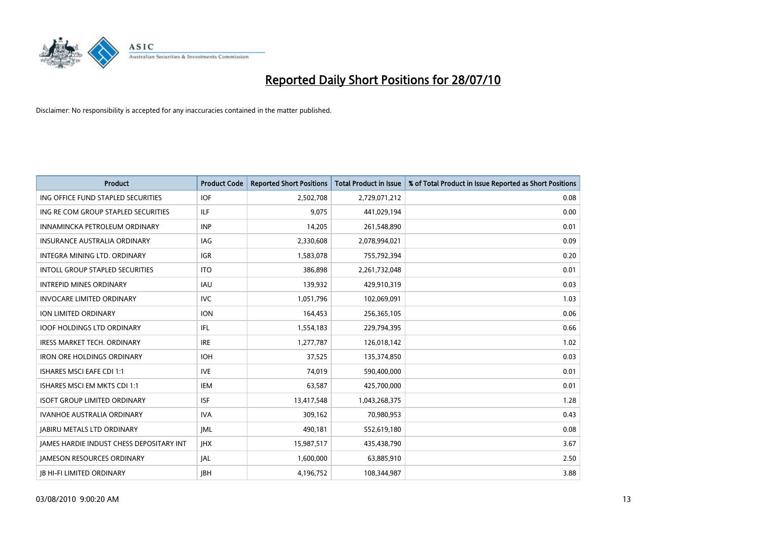# Reported Daily Short Positions for 28/07/10

Disclaimer: No responsibility is accepted for any inaccuracies contained in the matter published.

| Product | Product Code | Reported Short Positions | Total Product in Issue | % of Total Product in Issue Reported as Short Positions |
|---|---|---|---|---|
| ING OFFICE FUND STAPLED SECURITIES | IOF | 2,502,708 | 2,729,071,212 | 0.08 |
| ING RE COM GROUP STAPLED SECURITIES | ILF | 9,075 | 441,029,194 | 0.00 |
| INNAMINCKA PETROLEUM ORDINARY | INP | 14,205 | 261,548,890 | 0.01 |
| INSURANCE AUSTRALIA ORDINARY | IAG | 2,330,608 | 2,078,994,021 | 0.09 |
| INTEGRA MINING LTD. ORDINARY | IGR | 1,583,078 | 755,792,394 | 0.20 |
| INTOLL GROUP STAPLED SECURITIES | ITO | 386,898 | 2,261,732,048 | 0.01 |
| INTREPID MINES ORDINARY | IAU | 139,932 | 429,910,319 | 0.03 |
| INVOCARE LIMITED ORDINARY | IVC | 1,051,796 | 102,069,091 | 1.03 |
| ION LIMITED ORDINARY | ION | 164,453 | 256,365,105 | 0.06 |
| IOOF HOLDINGS LTD ORDINARY | IFL | 1,554,183 | 229,794,395 | 0.66 |
| IRESS MARKET TECH. ORDINARY | IRE | 1,277,787 | 126,018,142 | 1.02 |
| IRON ORE HOLDINGS ORDINARY | IOH | 37,525 | 135,374,850 | 0.03 |
| ISHARES MSCI EAFE CDI 1:1 | IVE | 74,019 | 590,400,000 | 0.01 |
| ISHARES MSCI EM MKTS CDI 1:1 | IEM | 63,587 | 425,700,000 | 0.01 |
| ISOFT GROUP LIMITED ORDINARY | ISF | 13,417,548 | 1,043,268,375 | 1.28 |
| IVANHOE AUSTRALIA ORDINARY | IVA | 309,162 | 70,980,953 | 0.43 |
| JABIRU METALS LTD ORDINARY | JML | 490,181 | 552,619,180 | 0.08 |
| JAMES HARDIE INDUST CHESS DEPOSITARY INT | JHX | 15,987,517 | 435,438,790 | 3.67 |
| JAMESON RESOURCES ORDINARY | JAL | 1,600,000 | 63,885,910 | 2.50 |
| JB HI-FI LIMITED ORDINARY | JBH | 4,196,752 | 108,344,987 | 3.88 |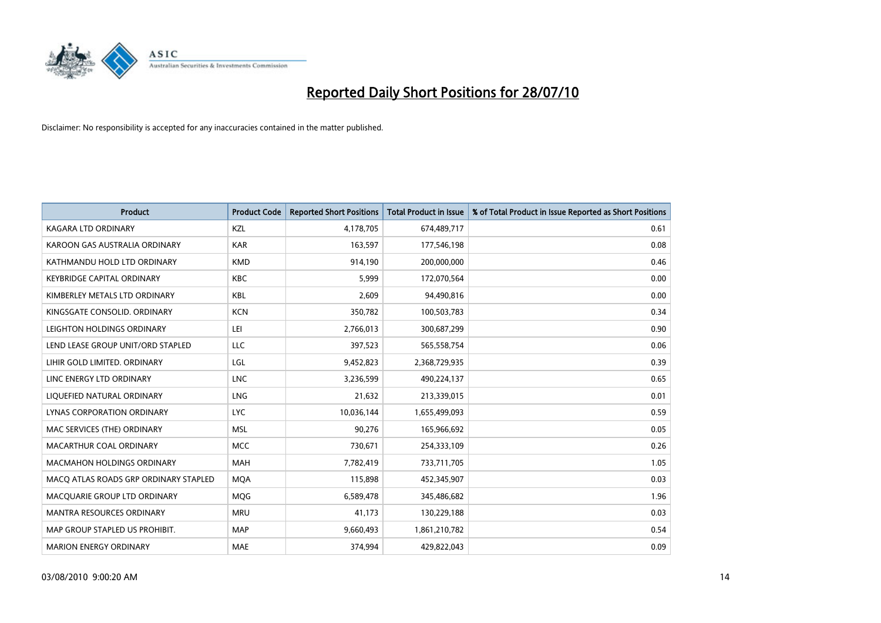# Reported Daily Short Positions for 28/07/10

Disclaimer: No responsibility is accepted for any inaccuracies contained in the matter published.

| Product | Product Code | Reported Short Positions | Total Product in Issue | % of Total Product in Issue Reported as Short Positions |
|---|---|---|---|---|
| KAGARA LTD ORDINARY | KZL | 4,178,705 | 674,489,717 | 0.61 |
| KAROON GAS AUSTRALIA ORDINARY | KAR | 163,597 | 177,546,198 | 0.08 |
| KATHMANDU HOLD LTD ORDINARY | KMD | 914,190 | 200,000,000 | 0.46 |
| KEYBRIDGE CAPITAL ORDINARY | KBC | 5,999 | 172,070,564 | 0.00 |
| KIMBERLEY METALS LTD ORDINARY | KBL | 2,609 | 94,490,816 | 0.00 |
| KINGSGATE CONSOLID. ORDINARY | KCN | 350,782 | 100,503,783 | 0.34 |
| LEIGHTON HOLDINGS ORDINARY | LEI | 2,766,013 | 300,687,299 | 0.90 |
| LEND LEASE GROUP UNIT/ORD STAPLED | LLC | 397,523 | 565,558,754 | 0.06 |
| LIHIR GOLD LIMITED. ORDINARY | LGL | 9,452,823 | 2,368,729,935 | 0.39 |
| LINC ENERGY LTD ORDINARY | LNC | 3,236,599 | 490,224,137 | 0.65 |
| LIQUEFIED NATURAL ORDINARY | LNG | 21,632 | 213,339,015 | 0.01 |
| LYNAS CORPORATION ORDINARY | LYC | 10,036,144 | 1,655,499,093 | 0.59 |
| MAC SERVICES (THE) ORDINARY | MSL | 90,276 | 165,966,692 | 0.05 |
| MACARTHUR COAL ORDINARY | MCC | 730,671 | 254,333,109 | 0.26 |
| MACMAHON HOLDINGS ORDINARY | MAH | 7,782,419 | 733,711,705 | 1.05 |
| MACQ ATLAS ROADS GRP ORDINARY STAPLED | MQA | 115,898 | 452,345,907 | 0.03 |
| MACQUARIE GROUP LTD ORDINARY | MQG | 6,589,478 | 345,486,682 | 1.96 |
| MANTRA RESOURCES ORDINARY | MRU | 41,173 | 130,229,188 | 0.03 |
| MAP GROUP STAPLED US PROHIBIT. | MAP | 9,660,493 | 1,861,210,782 | 0.54 |
| MARION ENERGY ORDINARY | MAE | 374,994 | 429,822,043 | 0.09 |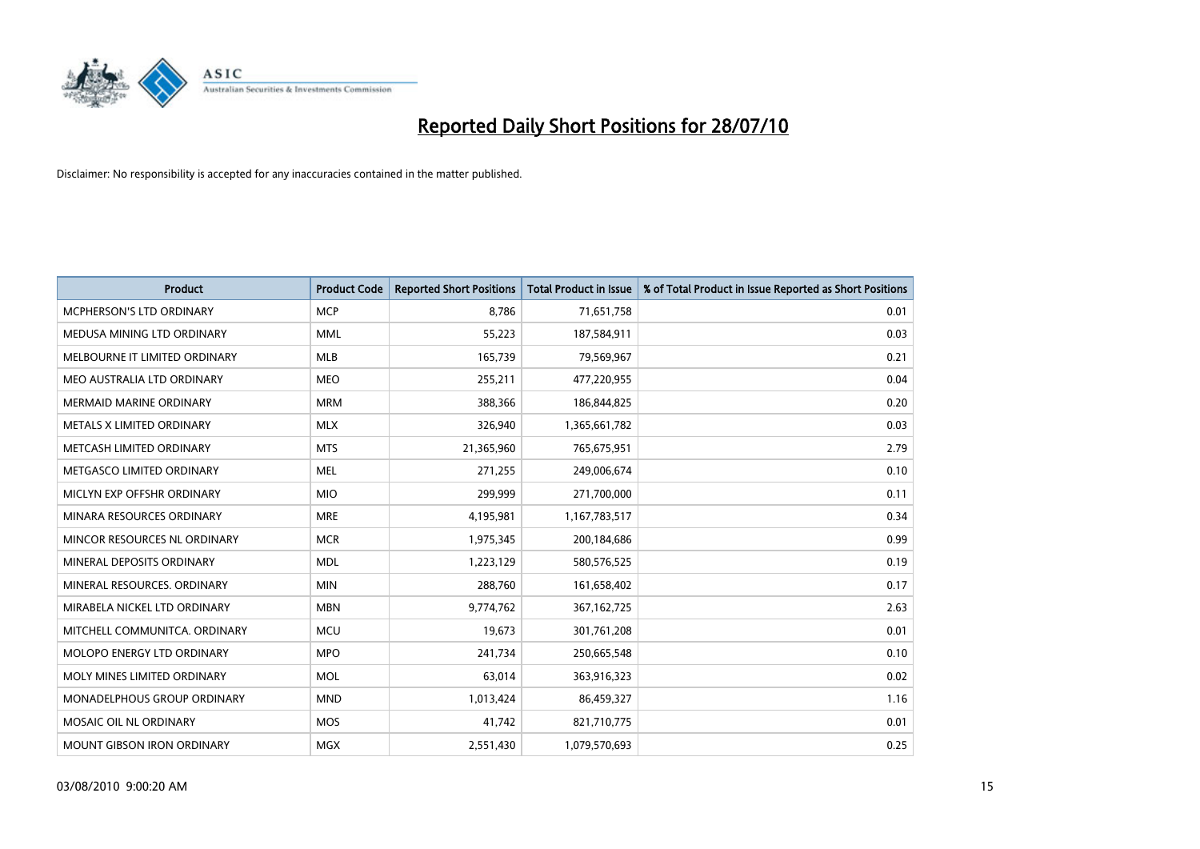# Reported Daily Short Positions for 28/07/10

Disclaimer: No responsibility is accepted for any inaccuracies contained in the matter published.

| Product | Product Code | Reported Short Positions | Total Product in Issue | % of Total Product in Issue Reported as Short Positions |
|---|---|---|---|---|
| MCPHERSON'S LTD ORDINARY | MCP | 8,786 | 71,651,758 | 0.01 |
| MEDUSA MINING LTD ORDINARY | MML | 55,223 | 187,584,911 | 0.03 |
| MELBOURNE IT LIMITED ORDINARY | MLB | 165,739 | 79,569,967 | 0.21 |
| MEO AUSTRALIA LTD ORDINARY | MEO | 255,211 | 477,220,955 | 0.04 |
| MERMAID MARINE ORDINARY | MRM | 388,366 | 186,844,825 | 0.20 |
| METALS X LIMITED ORDINARY | MLX | 326,940 | 1,365,661,782 | 0.03 |
| METCASH LIMITED ORDINARY | MTS | 21,365,960 | 765,675,951 | 2.79 |
| METGASCO LIMITED ORDINARY | MEL | 271,255 | 249,006,674 | 0.10 |
| MICLYN EXP OFFSHR ORDINARY | MIO | 299,999 | 271,700,000 | 0.11 |
| MINARA RESOURCES ORDINARY | MRE | 4,195,981 | 1,167,783,517 | 0.34 |
| MINCOR RESOURCES NL ORDINARY | MCR | 1,975,345 | 200,184,686 | 0.99 |
| MINERAL DEPOSITS ORDINARY | MDL | 1,223,129 | 580,576,525 | 0.19 |
| MINERAL RESOURCES. ORDINARY | MIN | 288,760 | 161,658,402 | 0.17 |
| MIRABELA NICKEL LTD ORDINARY | MBN | 9,774,762 | 367,162,725 | 2.63 |
| MITCHELL COMMUNITCA. ORDINARY | MCU | 19,673 | 301,761,208 | 0.01 |
| MOLOPO ENERGY LTD ORDINARY | MPO | 241,734 | 250,665,548 | 0.10 |
| MOLY MINES LIMITED ORDINARY | MOL | 63,014 | 363,916,323 | 0.02 |
| MONADELPHOUS GROUP ORDINARY | MND | 1,013,424 | 86,459,327 | 1.16 |
| MOSAIC OIL NL ORDINARY | MOS | 41,742 | 821,710,775 | 0.01 |
| MOUNT GIBSON IRON ORDINARY | MGX | 2,551,430 | 1,079,570,693 | 0.25 |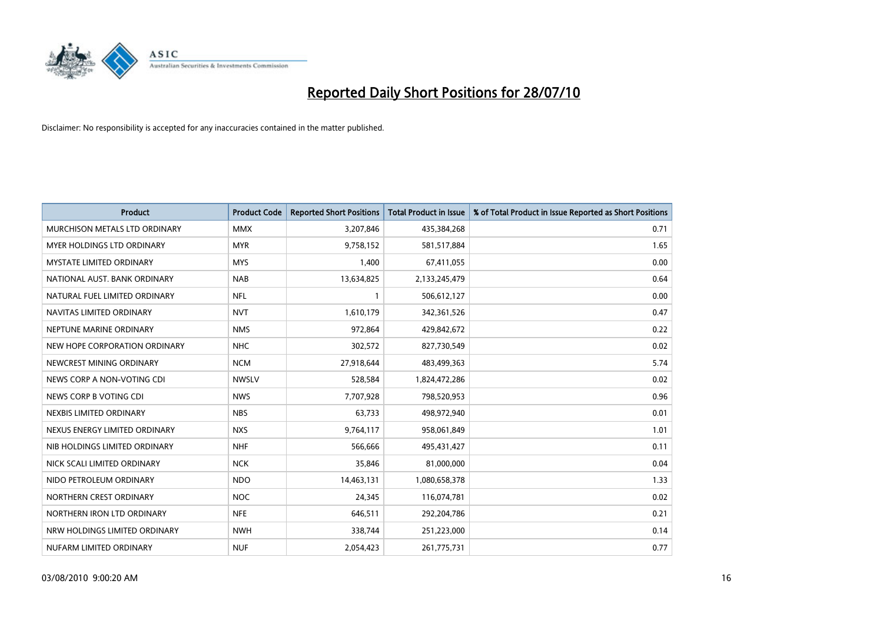# Reported Daily Short Positions for 28/07/10

Disclaimer: No responsibility is accepted for any inaccuracies contained in the matter published.

| Product | Product Code | Reported Short Positions | Total Product in Issue | % of Total Product in Issue Reported as Short Positions |
|---|---|---|---|---|
| MURCHISON METALS LTD ORDINARY | MMX | 3,207,846 | 435,384,268 | 0.71 |
| MYER HOLDINGS LTD ORDINARY | MYR | 9,758,152 | 581,517,884 | 1.65 |
| MYSTATE LIMITED ORDINARY | MYS | 1,400 | 67,411,055 | 0.00 |
| NATIONAL AUST. BANK ORDINARY | NAB | 13,634,825 | 2,133,245,479 | 0.64 |
| NATURAL FUEL LIMITED ORDINARY | NFL | 1 | 506,612,127 | 0.00 |
| NAVITAS LIMITED ORDINARY | NVT | 1,610,179 | 342,361,526 | 0.47 |
| NEPTUNE MARINE ORDINARY | NMS | 972,864 | 429,842,672 | 0.22 |
| NEW HOPE CORPORATION ORDINARY | NHC | 302,572 | 827,730,549 | 0.02 |
| NEWCREST MINING ORDINARY | NCM | 27,918,644 | 483,499,363 | 5.74 |
| NEWS CORP A NON-VOTING CDI | NWSLV | 528,584 | 1,824,472,286 | 0.02 |
| NEWS CORP B VOTING CDI | NWS | 7,707,928 | 798,520,953 | 0.96 |
| NEXBIS LIMITED ORDINARY | NBS | 63,733 | 498,972,940 | 0.01 |
| NEXUS ENERGY LIMITED ORDINARY | NXS | 9,764,117 | 958,061,849 | 1.01 |
| NIB HOLDINGS LIMITED ORDINARY | NHF | 566,666 | 495,431,427 | 0.11 |
| NICK SCALI LIMITED ORDINARY | NCK | 35,846 | 81,000,000 | 0.04 |
| NIDO PETROLEUM ORDINARY | NDO | 14,463,131 | 1,080,658,378 | 1.33 |
| NORTHERN CREST ORDINARY | NOC | 24,345 | 116,074,781 | 0.02 |
| NORTHERN IRON LTD ORDINARY | NFE | 646,511 | 292,204,786 | 0.21 |
| NRW HOLDINGS LIMITED ORDINARY | NWH | 338,744 | 251,223,000 | 0.14 |
| NUFARM LIMITED ORDINARY | NUF | 2,054,423 | 261,775,731 | 0.77 |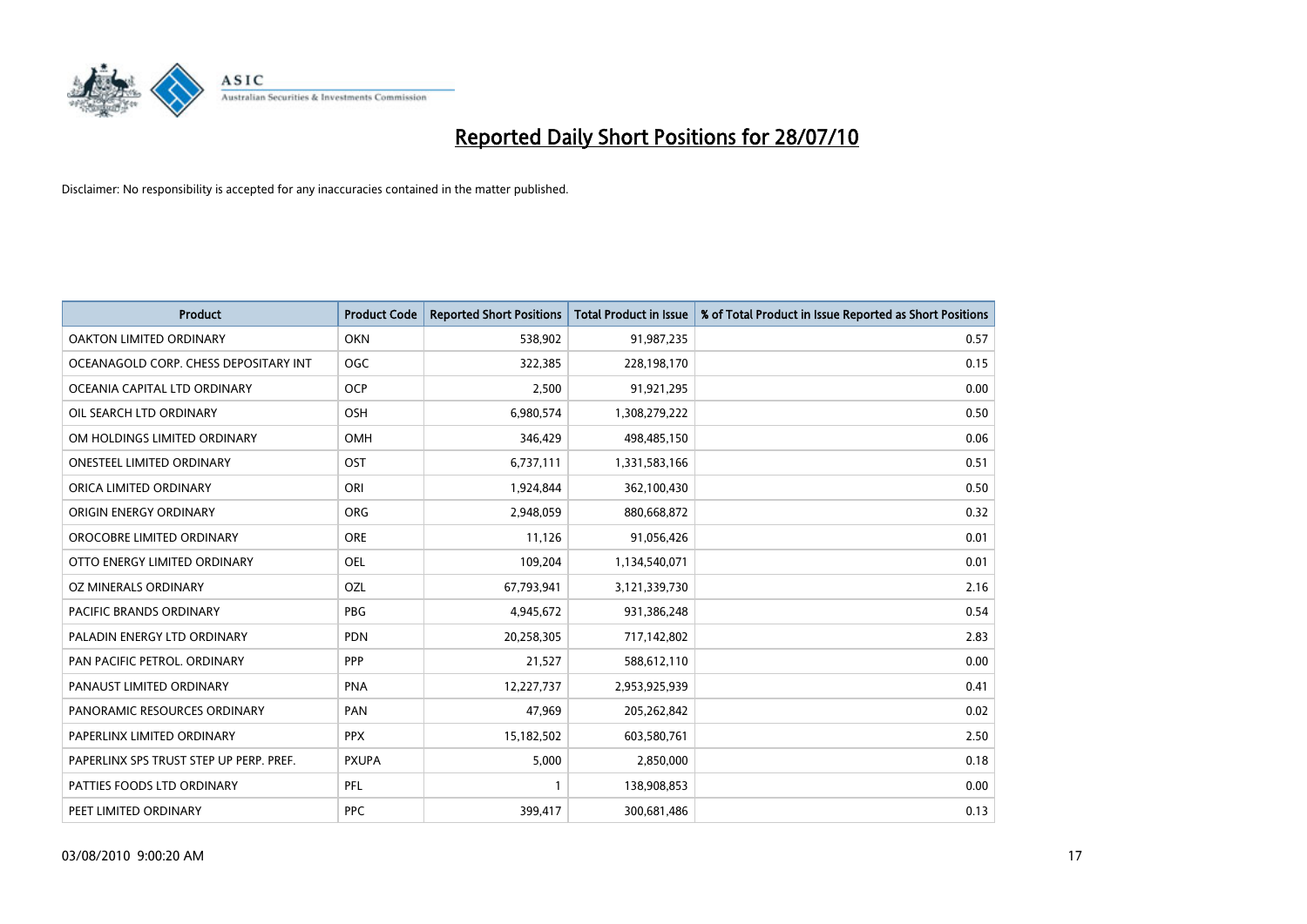# Reported Daily Short Positions for 28/07/10

Disclaimer: No responsibility is accepted for any inaccuracies contained in the matter published.

| Product | Product Code | Reported Short Positions | Total Product in Issue | % of Total Product in Issue Reported as Short Positions |
|---|---|---|---|---|
| OAKTON LIMITED ORDINARY | OKN | 538,902 | 91,987,235 | 0.57 |
| OCEANAGOLD CORP. CHESS DEPOSITARY INT | OGC | 322,385 | 228,198,170 | 0.15 |
| OCEANIA CAPITAL LTD ORDINARY | OCP | 2,500 | 91,921,295 | 0.00 |
| OIL SEARCH LTD ORDINARY | OSH | 6,980,574 | 1,308,279,222 | 0.50 |
| OM HOLDINGS LIMITED ORDINARY | OMH | 346,429 | 498,485,150 | 0.06 |
| ONESTEEL LIMITED ORDINARY | OST | 6,737,111 | 1,331,583,166 | 0.51 |
| ORICA LIMITED ORDINARY | ORI | 1,924,844 | 362,100,430 | 0.50 |
| ORIGIN ENERGY ORDINARY | ORG | 2,948,059 | 880,668,872 | 0.32 |
| OROCOBRE LIMITED ORDINARY | ORE | 11,126 | 91,056,426 | 0.01 |
| OTTO ENERGY LIMITED ORDINARY | OEL | 109,204 | 1,134,540,071 | 0.01 |
| OZ MINERALS ORDINARY | OZL | 67,793,941 | 3,121,339,730 | 2.16 |
| PACIFIC BRANDS ORDINARY | PBG | 4,945,672 | 931,386,248 | 0.54 |
| PALADIN ENERGY LTD ORDINARY | PDN | 20,258,305 | 717,142,802 | 2.83 |
| PAN PACIFIC PETROL. ORDINARY | PPP | 21,527 | 588,612,110 | 0.00 |
| PANAUST LIMITED ORDINARY | PNA | 12,227,737 | 2,953,925,939 | 0.41 |
| PANORAMIC RESOURCES ORDINARY | PAN | 47,969 | 205,262,842 | 0.02 |
| PAPERLINX LIMITED ORDINARY | PPX | 15,182,502 | 603,580,761 | 2.50 |
| PAPERLINX SPS TRUST STEP UP PERP. PREF. | PXUPA | 5,000 | 2,850,000 | 0.18 |
| PATTIES FOODS LTD ORDINARY | PFL | 1 | 138,908,853 | 0.00 |
| PEET LIMITED ORDINARY | PPC | 399,417 | 300,681,486 | 0.13 |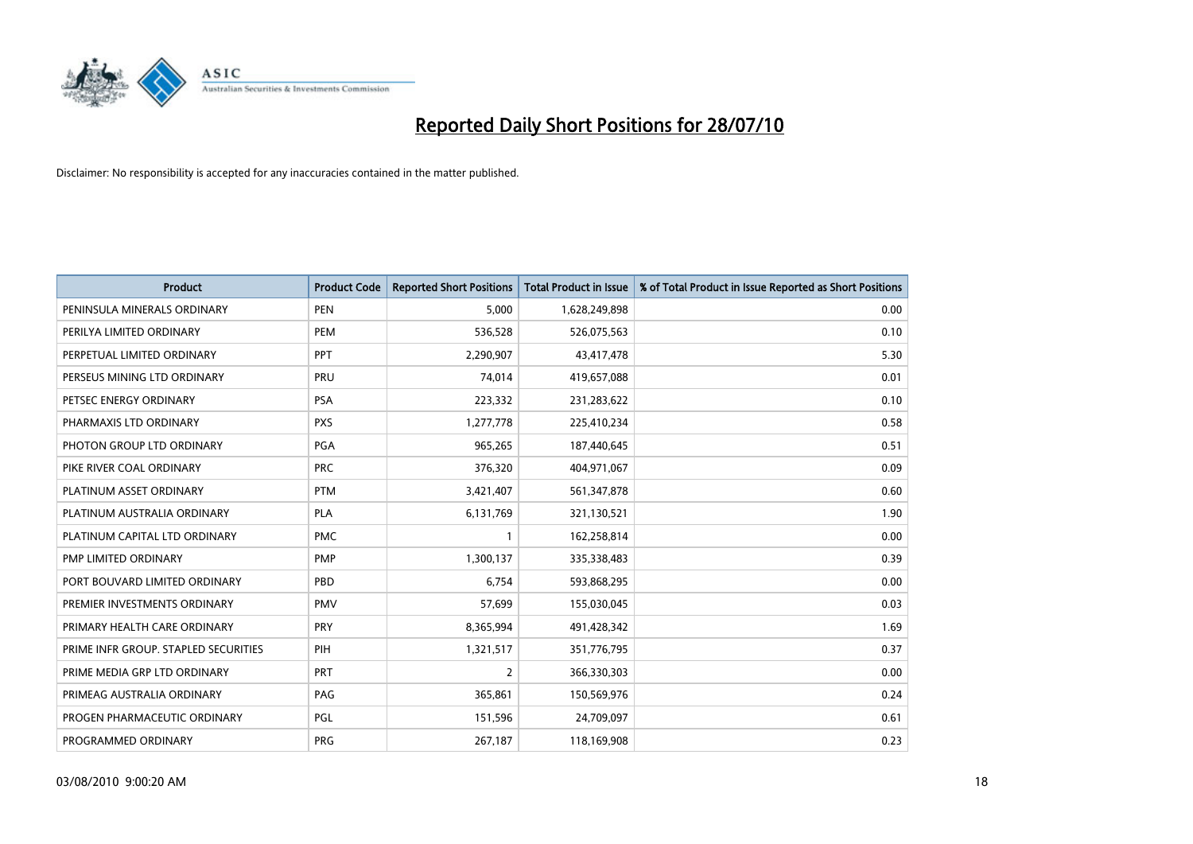# Reported Daily Short Positions for 28/07/10

Disclaimer: No responsibility is accepted for any inaccuracies contained in the matter published.

| Product | Product Code | Reported Short Positions | Total Product in Issue | % of Total Product in Issue Reported as Short Positions |
|---|---|---|---|---|
| PENINSULA MINERALS ORDINARY | PEN | 5,000 | 1,628,249,898 | 0.00 |
| PERILYA LIMITED ORDINARY | PEM | 536,528 | 526,075,563 | 0.10 |
| PERPETUAL LIMITED ORDINARY | PPT | 2,290,907 | 43,417,478 | 5.30 |
| PERSEUS MINING LTD ORDINARY | PRU | 74,014 | 419,657,088 | 0.01 |
| PETSEC ENERGY ORDINARY | PSA | 223,332 | 231,283,622 | 0.10 |
| PHARMAXIS LTD ORDINARY | PXS | 1,277,778 | 225,410,234 | 0.58 |
| PHOTON GROUP LTD ORDINARY | PGA | 965,265 | 187,440,645 | 0.51 |
| PIKE RIVER COAL ORDINARY | PRC | 376,320 | 404,971,067 | 0.09 |
| PLATINUM ASSET ORDINARY | PTM | 3,421,407 | 561,347,878 | 0.60 |
| PLATINUM AUSTRALIA ORDINARY | PLA | 6,131,769 | 321,130,521 | 1.90 |
| PLATINUM CAPITAL LTD ORDINARY | PMC | 1 | 162,258,814 | 0.00 |
| PMP LIMITED ORDINARY | PMP | 1,300,137 | 335,338,483 | 0.39 |
| PORT BOUVARD LIMITED ORDINARY | PBD | 6,754 | 593,868,295 | 0.00 |
| PREMIER INVESTMENTS ORDINARY | PMV | 57,699 | 155,030,045 | 0.03 |
| PRIMARY HEALTH CARE ORDINARY | PRY | 8,365,994 | 491,428,342 | 1.69 |
| PRIME INFR GROUP. STAPLED SECURITIES | PIH | 1,321,517 | 351,776,795 | 0.37 |
| PRIME MEDIA GRP LTD ORDINARY | PRT | 2 | 366,330,303 | 0.00 |
| PRIMEAG AUSTRALIA ORDINARY | PAG | 365,861 | 150,569,976 | 0.24 |
| PROGEN PHARMACEUTIC ORDINARY | PGL | 151,596 | 24,709,097 | 0.61 |
| PROGRAMMED ORDINARY | PRG | 267,187 | 118,169,908 | 0.23 |

03/08/2010 9:00:20 AM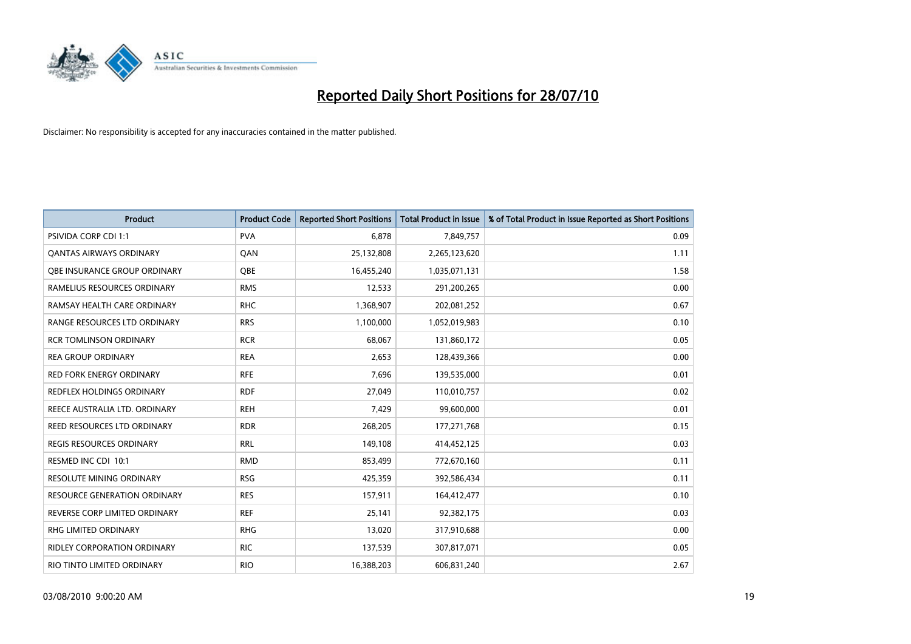# Reported Daily Short Positions for 28/07/10

Disclaimer: No responsibility is accepted for any inaccuracies contained in the matter published.

| Product | Product Code | Reported Short Positions | Total Product in Issue | % of Total Product in Issue Reported as Short Positions |
|---|---|---|---|---|
| PSIVIDA CORP CDI 1:1 | PVA | 6,878 | 7,849,757 | 0.09 |
| QANTAS AIRWAYS ORDINARY | QAN | 25,132,808 | 2,265,123,620 | 1.11 |
| QBE INSURANCE GROUP ORDINARY | QBE | 16,455,240 | 1,035,071,131 | 1.58 |
| RAMELIUS RESOURCES ORDINARY | RMS | 12,533 | 291,200,265 | 0.00 |
| RAMSAY HEALTH CARE ORDINARY | RHC | 1,368,907 | 202,081,252 | 0.67 |
| RANGE RESOURCES LTD ORDINARY | RRS | 1,100,000 | 1,052,019,983 | 0.10 |
| RCR TOMLINSON ORDINARY | RCR | 68,067 | 131,860,172 | 0.05 |
| REA GROUP ORDINARY | REA | 2,653 | 128,439,366 | 0.00 |
| RED FORK ENERGY ORDINARY | RFE | 7,696 | 139,535,000 | 0.01 |
| REDFLEX HOLDINGS ORDINARY | RDF | 27,049 | 110,010,757 | 0.02 |
| REECE AUSTRALIA LTD. ORDINARY | REH | 7,429 | 99,600,000 | 0.01 |
| REED RESOURCES LTD ORDINARY | RDR | 268,205 | 177,271,768 | 0.15 |
| REGIS RESOURCES ORDINARY | RRL | 149,108 | 414,452,125 | 0.03 |
| RESMED INC CDI 10:1 | RMD | 853,499 | 772,670,160 | 0.11 |
| RESOLUTE MINING ORDINARY | RSG | 425,359 | 392,586,434 | 0.11 |
| RESOURCE GENERATION ORDINARY | RES | 157,911 | 164,412,477 | 0.10 |
| REVERSE CORP LIMITED ORDINARY | REF | 25,141 | 92,382,175 | 0.03 |
| RHG LIMITED ORDINARY | RHG | 13,020 | 317,910,688 | 0.00 |
| RIDLEY CORPORATION ORDINARY | RIC | 137,539 | 307,817,071 | 0.05 |
| RIO TINTO LIMITED ORDINARY | RIO | 16,388,203 | 606,831,240 | 2.67 |

03/08/2010 9:00:20 AM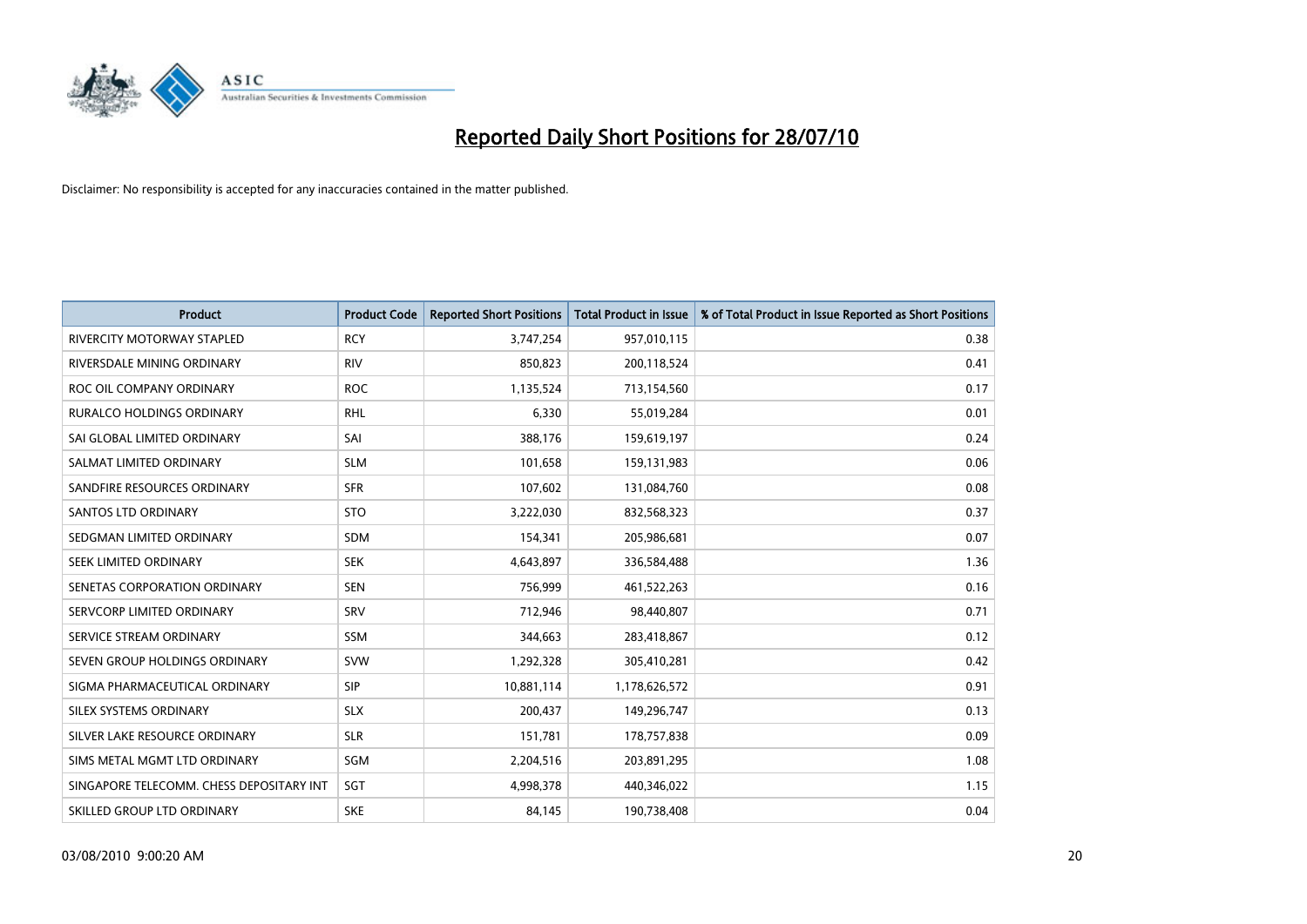# Reported Daily Short Positions for 28/07/10

Disclaimer: No responsibility is accepted for any inaccuracies contained in the matter published.

| Product | Product Code | Reported Short Positions | Total Product in Issue | % of Total Product in Issue Reported as Short Positions |
|---|---|---|---|---|
| RIVERCITY MOTORWAY STAPLED | RCY | 3,747,254 | 957,010,115 | 0.38 |
| RIVERSDALE MINING ORDINARY | RIV | 850,823 | 200,118,524 | 0.41 |
| ROC OIL COMPANY ORDINARY | ROC | 1,135,524 | 713,154,560 | 0.17 |
| RURALCO HOLDINGS ORDINARY | RHL | 6,330 | 55,019,284 | 0.01 |
| SAI GLOBAL LIMITED ORDINARY | SAI | 388,176 | 159,619,197 | 0.24 |
| SALMAT LIMITED ORDINARY | SLM | 101,658 | 159,131,983 | 0.06 |
| SANDFIRE RESOURCES ORDINARY | SFR | 107,602 | 131,084,760 | 0.08 |
| SANTOS LTD ORDINARY | STO | 3,222,030 | 832,568,323 | 0.37 |
| SEDGMAN LIMITED ORDINARY | SDM | 154,341 | 205,986,681 | 0.07 |
| SEEK LIMITED ORDINARY | SEK | 4,643,897 | 336,584,488 | 1.36 |
| SENETAS CORPORATION ORDINARY | SEN | 756,999 | 461,522,263 | 0.16 |
| SERVCORP LIMITED ORDINARY | SRV | 712,946 | 98,440,807 | 0.71 |
| SERVICE STREAM ORDINARY | SSM | 344,663 | 283,418,867 | 0.12 |
| SEVEN GROUP HOLDINGS ORDINARY | SVW | 1,292,328 | 305,410,281 | 0.42 |
| SIGMA PHARMACEUTICAL ORDINARY | SIP | 10,881,114 | 1,178,626,572 | 0.91 |
| SILEX SYSTEMS ORDINARY | SLX | 200,437 | 149,296,747 | 0.13 |
| SILVER LAKE RESOURCE ORDINARY | SLR | 151,781 | 178,757,838 | 0.09 |
| SIMS METAL MGMT LTD ORDINARY | SGM | 2,204,516 | 203,891,295 | 1.08 |
| SINGAPORE TELECOMM. CHESS DEPOSITARY INT | SGT | 4,998,378 | 440,346,022 | 1.15 |
| SKILLED GROUP LTD ORDINARY | SKE | 84,145 | 190,738,408 | 0.04 |

03/08/2010 9:00:20 AM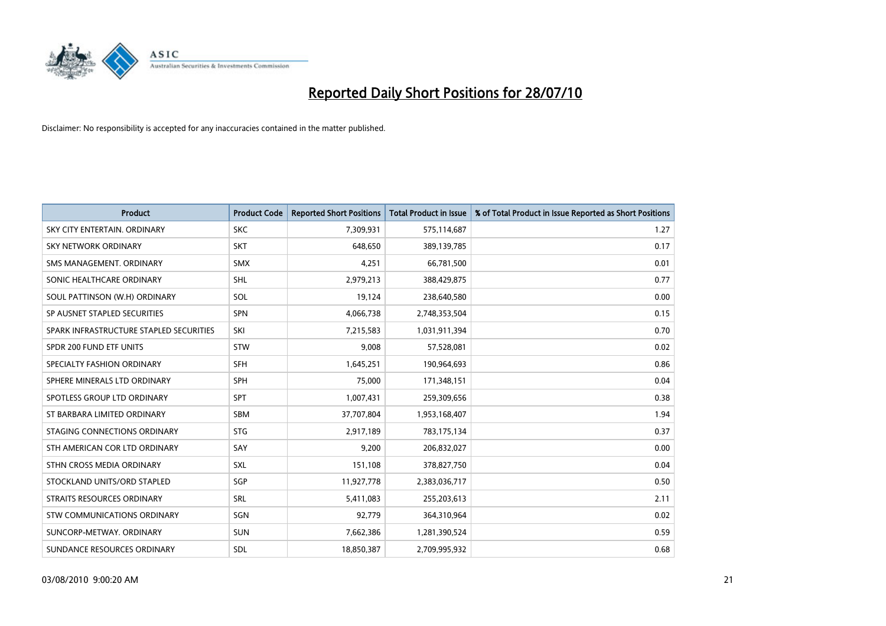# Reported Daily Short Positions for 28/07/10

Disclaimer: No responsibility is accepted for any inaccuracies contained in the matter published.

| Product | Product Code | Reported Short Positions | Total Product in Issue | % of Total Product in Issue Reported as Short Positions |
|---|---|---|---|---|
| SKY CITY ENTERTAIN. ORDINARY | SKC | 7,309,931 | 575,114,687 | 1.27 |
| SKY NETWORK ORDINARY | SKT | 648,650 | 389,139,785 | 0.17 |
| SMS MANAGEMENT. ORDINARY | SMX | 4,251 | 66,781,500 | 0.01 |
| SONIC HEALTHCARE ORDINARY | SHL | 2,979,213 | 388,429,875 | 0.77 |
| SOUL PATTINSON (W.H) ORDINARY | SOL | 19,124 | 238,640,580 | 0.00 |
| SP AUSNET STAPLED SECURITIES | SPN | 4,066,738 | 2,748,353,504 | 0.15 |
| SPARK INFRASTRUCTURE STAPLED SECURITIES | SKI | 7,215,583 | 1,031,911,394 | 0.70 |
| SPDR 200 FUND ETF UNITS | STW | 9,008 | 57,528,081 | 0.02 |
| SPECIALTY FASHION ORDINARY | SFH | 1,645,251 | 190,964,693 | 0.86 |
| SPHERE MINERALS LTD ORDINARY | SPH | 75,000 | 171,348,151 | 0.04 |
| SPOTLESS GROUP LTD ORDINARY | SPT | 1,007,431 | 259,309,656 | 0.38 |
| ST BARBARA LIMITED ORDINARY | SBM | 37,707,804 | 1,953,168,407 | 1.94 |
| STAGING CONNECTIONS ORDINARY | STG | 2,917,189 | 783,175,134 | 0.37 |
| STH AMERICAN COR LTD ORDINARY | SAY | 9,200 | 206,832,027 | 0.00 |
| STHN CROSS MEDIA ORDINARY | SXL | 151,108 | 378,827,750 | 0.04 |
| STOCKLAND UNITS/ORD STAPLED | SGP | 11,927,778 | 2,383,036,717 | 0.50 |
| STRAITS RESOURCES ORDINARY | SRL | 5,411,083 | 255,203,613 | 2.11 |
| STW COMMUNICATIONS ORDINARY | SGN | 92,779 | 364,310,964 | 0.02 |
| SUNCORP-METWAY. ORDINARY | SUN | 7,662,386 | 1,281,390,524 | 0.59 |
| SUNDANCE RESOURCES ORDINARY | SDL | 18,850,387 | 2,709,995,932 | 0.68 |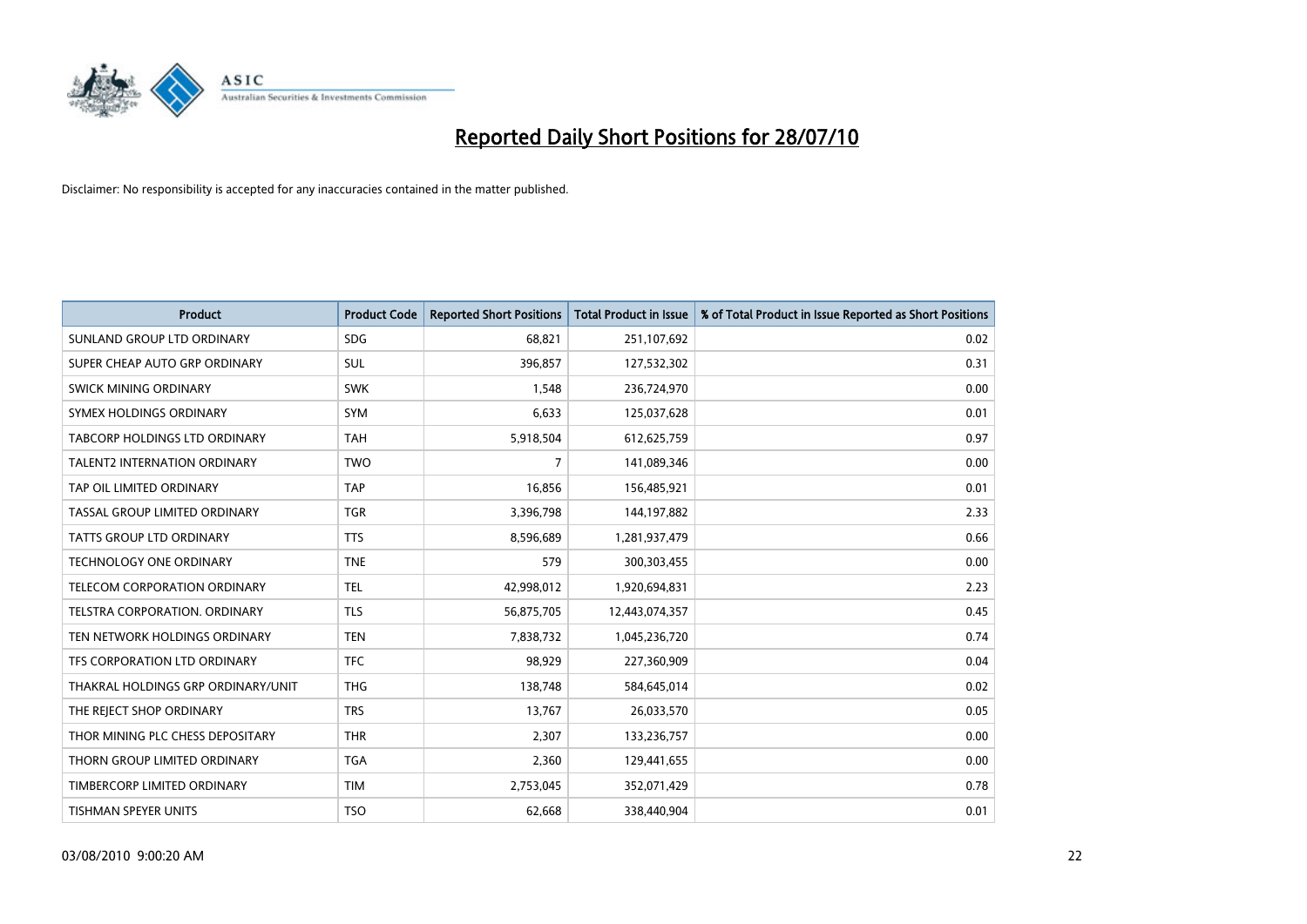# Reported Daily Short Positions for 28/07/10

Disclaimer: No responsibility is accepted for any inaccuracies contained in the matter published.

| Product | Product Code | Reported Short Positions | Total Product in Issue | % of Total Product in Issue Reported as Short Positions |
|---|---|---|---|---|
| SUNLAND GROUP LTD ORDINARY | SDG | 68,821 | 251,107,692 | 0.02 |
| SUPER CHEAP AUTO GRP ORDINARY | SUL | 396,857 | 127,532,302 | 0.31 |
| SWICK MINING ORDINARY | SWK | 1,548 | 236,724,970 | 0.00 |
| SYMEX HOLDINGS ORDINARY | SYM | 6,633 | 125,037,628 | 0.01 |
| TABCORP HOLDINGS LTD ORDINARY | TAH | 5,918,504 | 612,625,759 | 0.97 |
| TALENT2 INTERNATION ORDINARY | TWO | 7 | 141,089,346 | 0.00 |
| TAP OIL LIMITED ORDINARY | TAP | 16,856 | 156,485,921 | 0.01 |
| TASSAL GROUP LIMITED ORDINARY | TGR | 3,396,798 | 144,197,882 | 2.33 |
| TATTS GROUP LTD ORDINARY | TTS | 8,596,689 | 1,281,937,479 | 0.66 |
| TECHNOLOGY ONE ORDINARY | TNE | 579 | 300,303,455 | 0.00 |
| TELECOM CORPORATION ORDINARY | TEL | 42,998,012 | 1,920,694,831 | 2.23 |
| TELSTRA CORPORATION. ORDINARY | TLS | 56,875,705 | 12,443,074,357 | 0.45 |
| TEN NETWORK HOLDINGS ORDINARY | TEN | 7,838,732 | 1,045,236,720 | 0.74 |
| TFS CORPORATION LTD ORDINARY | TFC | 98,929 | 227,360,909 | 0.04 |
| THAKRAL HOLDINGS GRP ORDINARY/UNIT | THG | 138,748 | 584,645,014 | 0.02 |
| THE REJECT SHOP ORDINARY | TRS | 13,767 | 26,033,570 | 0.05 |
| THOR MINING PLC CHESS DEPOSITARY | THR | 2,307 | 133,236,757 | 0.00 |
| THORN GROUP LIMITED ORDINARY | TGA | 2,360 | 129,441,655 | 0.00 |
| TIMBERCORP LIMITED ORDINARY | TIM | 2,753,045 | 352,071,429 | 0.78 |
| TISHMAN SPEYER UNITS | TSO | 62,668 | 338,440,904 | 0.01 |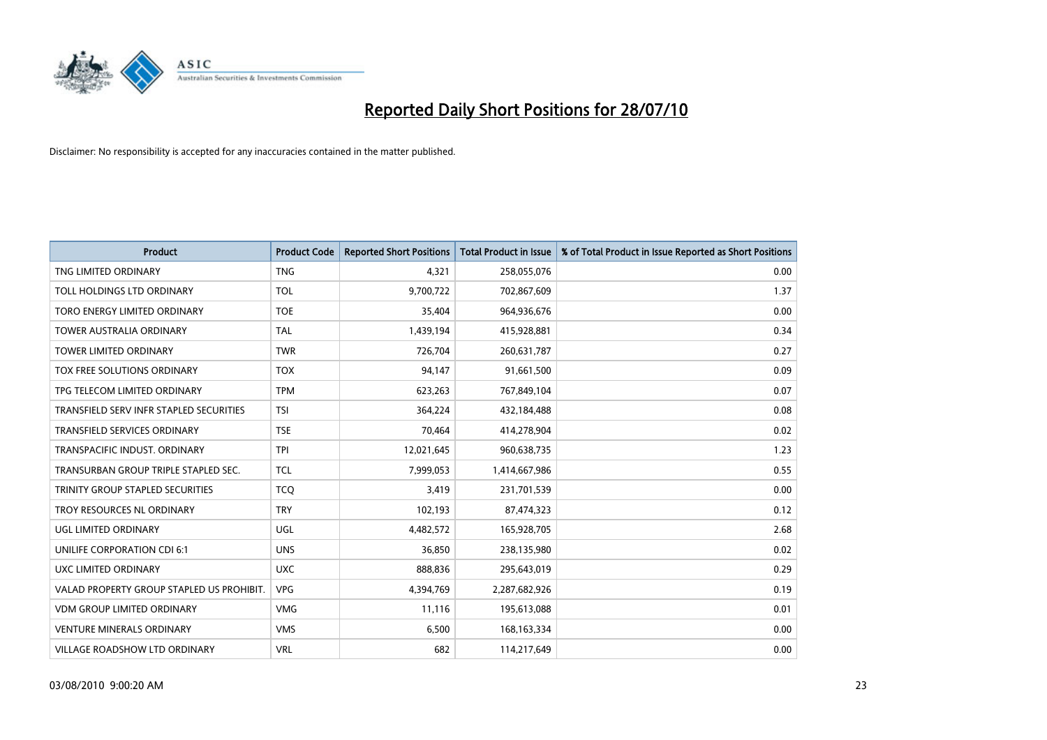# Reported Daily Short Positions for 28/07/10

Disclaimer: No responsibility is accepted for any inaccuracies contained in the matter published.

| Product | Product Code | Reported Short Positions | Total Product in Issue | % of Total Product in Issue Reported as Short Positions |
|---|---|---|---|---|
| TNG LIMITED ORDINARY | TNG | 4,321 | 258,055,076 | 0.00 |
| TOLL HOLDINGS LTD ORDINARY | TOL | 9,700,722 | 702,867,609 | 1.37 |
| TORO ENERGY LIMITED ORDINARY | TOE | 35,404 | 964,936,676 | 0.00 |
| TOWER AUSTRALIA ORDINARY | TAL | 1,439,194 | 415,928,881 | 0.34 |
| TOWER LIMITED ORDINARY | TWR | 726,704 | 260,631,787 | 0.27 |
| TOX FREE SOLUTIONS ORDINARY | TOX | 94,147 | 91,661,500 | 0.09 |
| TPG TELECOM LIMITED ORDINARY | TPM | 623,263 | 767,849,104 | 0.07 |
| TRANSFIELD SERV INFR STAPLED SECURITIES | TSI | 364,224 | 432,184,488 | 0.08 |
| TRANSFIELD SERVICES ORDINARY | TSE | 70,464 | 414,278,904 | 0.02 |
| TRANSPACIFIC INDUST. ORDINARY | TPI | 12,021,645 | 960,638,735 | 1.23 |
| TRANSURBAN GROUP TRIPLE STAPLED SEC. | TCL | 7,999,053 | 1,414,667,986 | 0.55 |
| TRINITY GROUP STAPLED SECURITIES | TCQ | 3,419 | 231,701,539 | 0.00 |
| TROY RESOURCES NL ORDINARY | TRY | 102,193 | 87,474,323 | 0.12 |
| UGL LIMITED ORDINARY | UGL | 4,482,572 | 165,928,705 | 2.68 |
| UNILIFE CORPORATION CDI 6:1 | UNS | 36,850 | 238,135,980 | 0.02 |
| UXC LIMITED ORDINARY | UXC | 888,836 | 295,643,019 | 0.29 |
| VALAD PROPERTY GROUP STAPLED US PROHIBIT. | VPG | 4,394,769 | 2,287,682,926 | 0.19 |
| VDM GROUP LIMITED ORDINARY | VMG | 11,116 | 195,613,088 | 0.01 |
| VENTURE MINERALS ORDINARY | VMS | 6,500 | 168,163,334 | 0.00 |
| VILLAGE ROADSHOW LTD ORDINARY | VRL | 682 | 114,217,649 | 0.00 |

03/08/2010 9:00:20 AM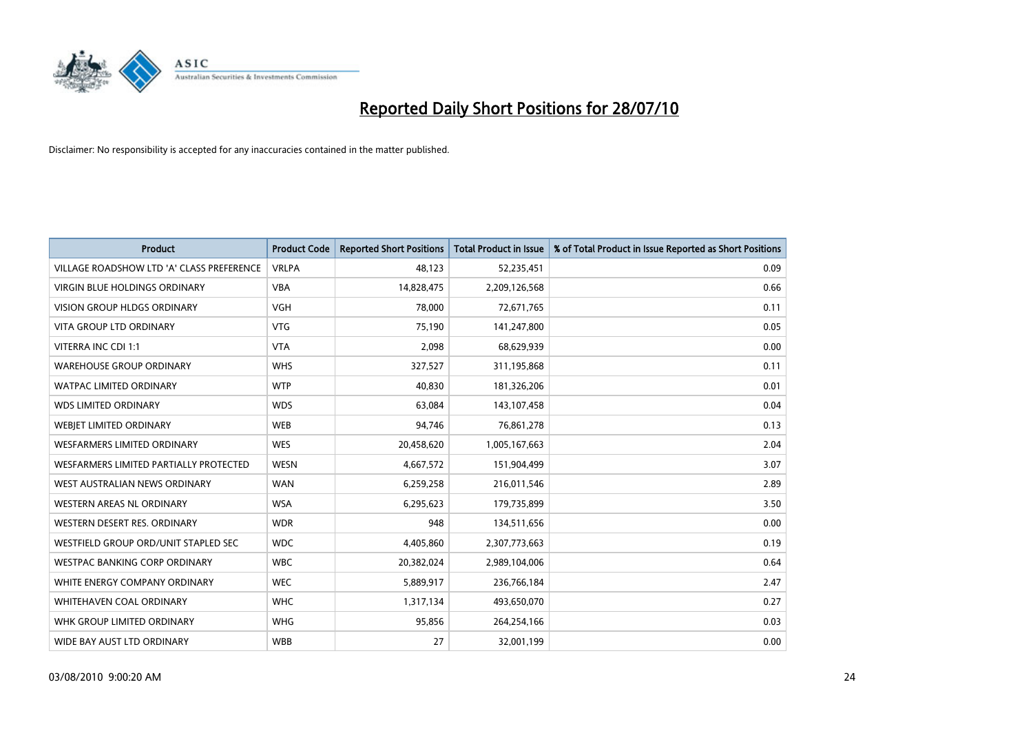# Reported Daily Short Positions for 28/07/10

Disclaimer: No responsibility is accepted for any inaccuracies contained in the matter published.

| Product | Product Code | Reported Short Positions | Total Product in Issue | % of Total Product in Issue Reported as Short Positions |
|---|---|---|---|---|
| VILLAGE ROADSHOW LTD 'A' CLASS PREFERENCE | VRLPA | 48,123 | 52,235,451 | 0.09 |
| VIRGIN BLUE HOLDINGS ORDINARY | VBA | 14,828,475 | 2,209,126,568 | 0.66 |
| VISION GROUP HLDGS ORDINARY | VGH | 78,000 | 72,671,765 | 0.11 |
| VITA GROUP LTD ORDINARY | VTG | 75,190 | 141,247,800 | 0.05 |
| VITERRA INC CDI 1:1 | VTA | 2,098 | 68,629,939 | 0.00 |
| WAREHOUSE GROUP ORDINARY | WHS | 327,527 | 311,195,868 | 0.11 |
| WATPAC LIMITED ORDINARY | WTP | 40,830 | 181,326,206 | 0.01 |
| WDS LIMITED ORDINARY | WDS | 63,084 | 143,107,458 | 0.04 |
| WEBJET LIMITED ORDINARY | WEB | 94,746 | 76,861,278 | 0.13 |
| WESFARMERS LIMITED ORDINARY | WES | 20,458,620 | 1,005,167,663 | 2.04 |
| WESFARMERS LIMITED PARTIALLY PROTECTED | WESN | 4,667,572 | 151,904,499 | 3.07 |
| WEST AUSTRALIAN NEWS ORDINARY | WAN | 6,259,258 | 216,011,546 | 2.89 |
| WESTERN AREAS NL ORDINARY | WSA | 6,295,623 | 179,735,899 | 3.50 |
| WESTERN DESERT RES. ORDINARY | WDR | 948 | 134,511,656 | 0.00 |
| WESTFIELD GROUP ORD/UNIT STAPLED SEC | WDC | 4,405,860 | 2,307,773,663 | 0.19 |
| WESTPAC BANKING CORP ORDINARY | WBC | 20,382,024 | 2,989,104,006 | 0.64 |
| WHITE ENERGY COMPANY ORDINARY | WEC | 5,889,917 | 236,766,184 | 2.47 |
| WHITEHAVEN COAL ORDINARY | WHC | 1,317,134 | 493,650,070 | 0.27 |
| WHK GROUP LIMITED ORDINARY | WHG | 95,856 | 264,254,166 | 0.03 |
| WIDE BAY AUST LTD ORDINARY | WBB | 27 | 32,001,199 | 0.00 |

03/08/2010 9:00:20 AM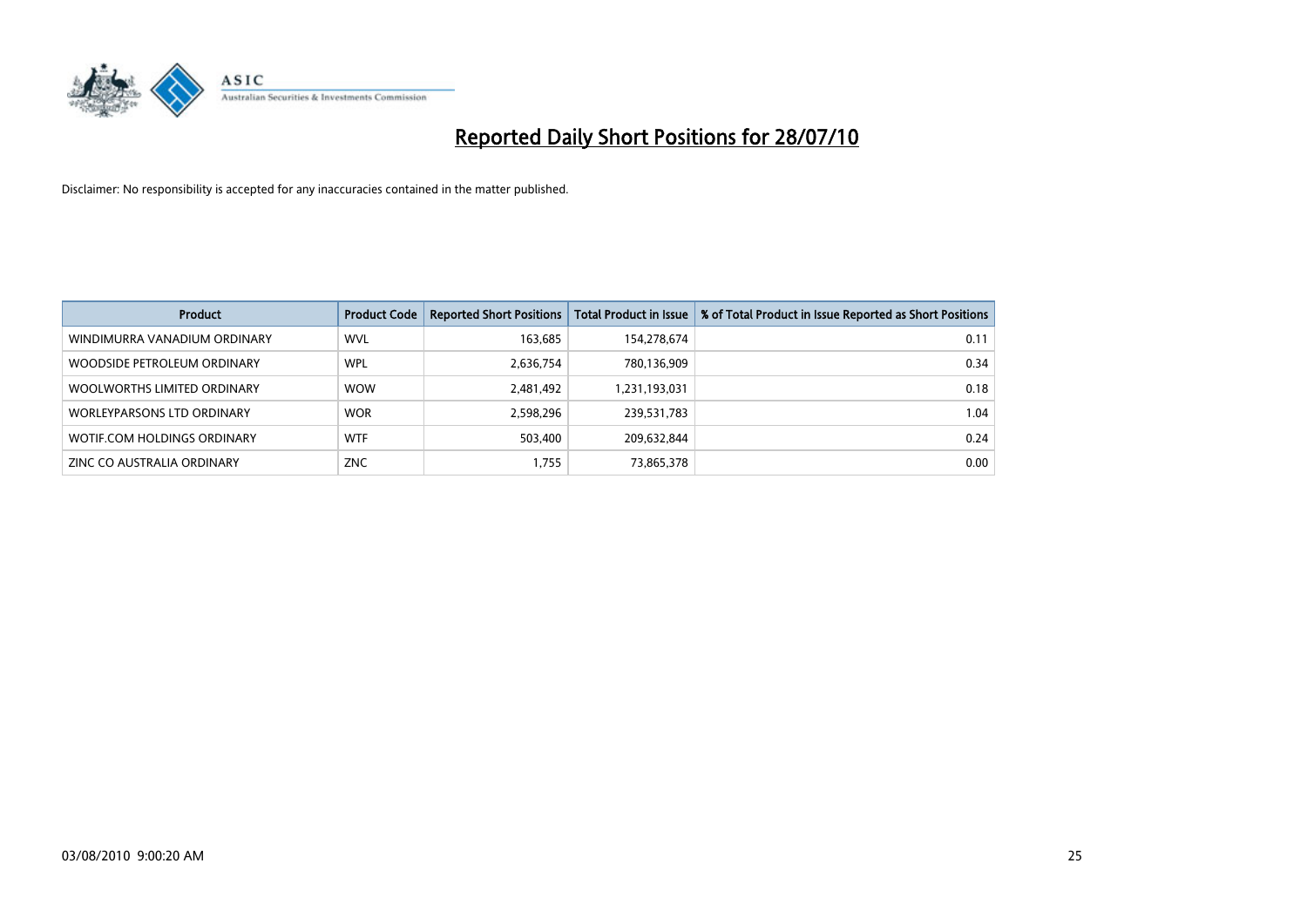# Reported Daily Short Positions for 28/07/10

Disclaimer: No responsibility is accepted for any inaccuracies contained in the matter published.

| Product | Product Code | Reported Short Positions | Total Product in Issue | % of Total Product in Issue Reported as Short Positions |
|---|---|---|---|---|
| WINDIMURRA VANADIUM ORDINARY | WVL | 163,685 | 154,278,674 | 0.11 |
| WOODSIDE PETROLEUM ORDINARY | WPL | 2,636,754 | 780,136,909 | 0.34 |
| WOOLWORTHS LIMITED ORDINARY | WOW | 2,481,492 | 1,231,193,031 | 0.18 |
| WORLEYPARSONS LTD ORDINARY | WOR | 2,598,296 | 239,531,783 | 1.04 |
| WOTIF.COM HOLDINGS ORDINARY | WTF | 503,400 | 209,632,844 | 0.24 |
| ZINC CO AUSTRALIA ORDINARY | ZNC | 1,755 | 73,865,378 | 0.00 |

03/08/2010 9:00:20 AM